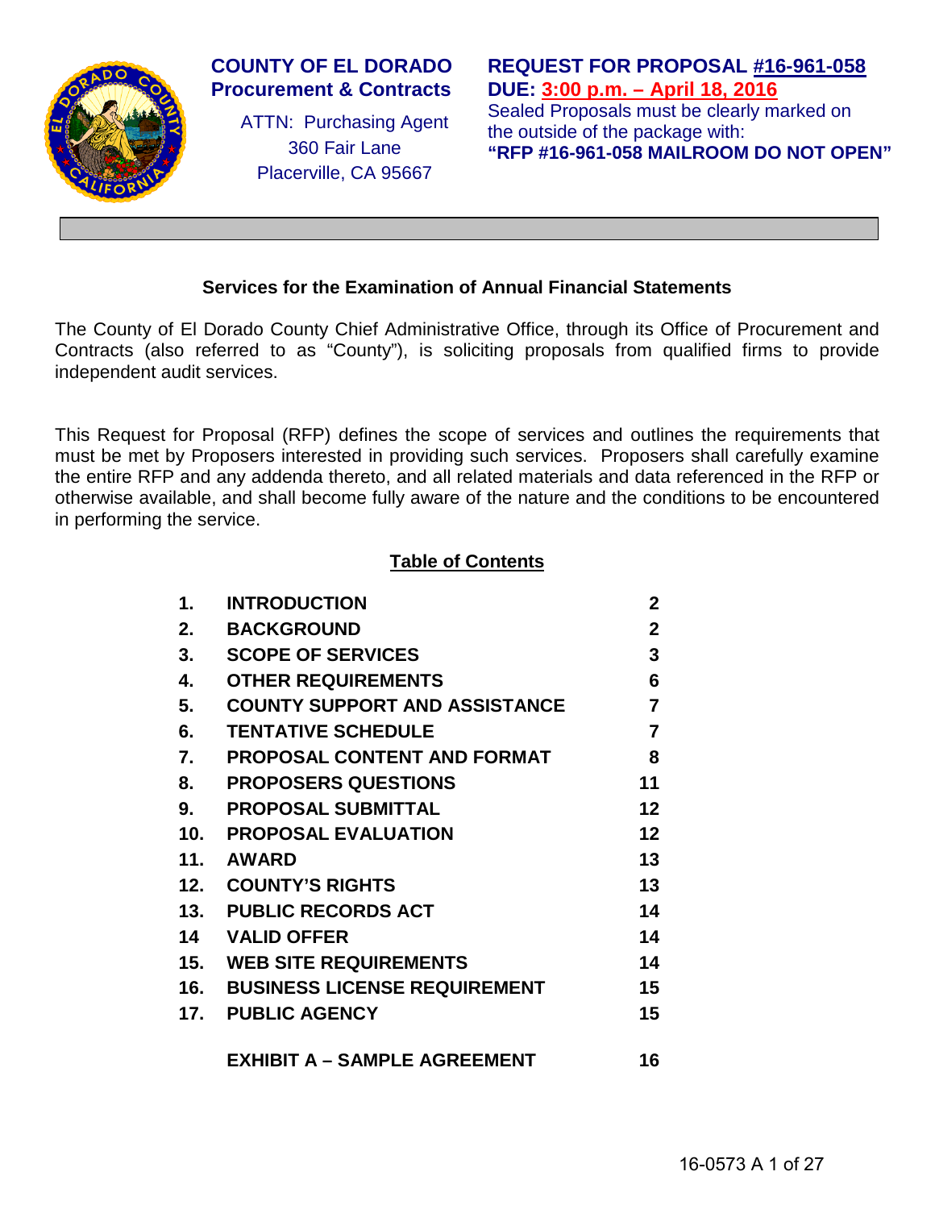**COUNTY OF EL DORADO**
**Procurement & Contracts**

ATTN: Purchasing Agent
360 Fair Lane
Placerville, CA 95667

**REQUEST FOR PROPOSAL #16-961-058**
**DUE: 3:00 p.m. – April 18, 2016**
Sealed Proposals must be clearly marked on the outside of the package with:
**"RFP #16-961-058 MAILROOM DO NOT OPEN"**

## Services for the Examination of Annual Financial Statements

The County of El Dorado County Chief Administrative Office, through its Office of Procurement and Contracts (also referred to as "County"), is soliciting proposals from qualified firms to provide independent audit services.

This Request for Proposal (RFP) defines the scope of services and outlines the requirements that must be met by Proposers interested in providing such services. Proposers shall carefully examine the entire RFP and any addenda thereto, and all related materials and data referenced in the RFP or otherwise available, and shall become fully aware of the nature and the conditions to be encountered in performing the service.

### Table of Contents

| | | |
|---|---|---|
| 1. | INTRODUCTION | 2 |
| 2. | BACKGROUND | 2 |
| 3. | SCOPE OF SERVICES | 3 |
| 4. | OTHER REQUIREMENTS | 6 |
| 5. | COUNTY SUPPORT AND ASSISTANCE | 7 |
| 6. | TENTATIVE SCHEDULE | 7 |
| 7. | PROPOSAL CONTENT AND FORMAT | 8 |
| 8. | PROPOSERS QUESTIONS | 11 |
| 9. | PROPOSAL SUBMITTAL | 12 |
| 10. | PROPOSAL EVALUATION | 12 |
| 11. | AWARD | 13 |
| 12. | COUNTY'S RIGHTS | 13 |
| 13. | PUBLIC RECORDS ACT | 14 |
| 14 | VALID OFFER | 14 |
| 15. | WEB SITE REQUIREMENTS | 14 |
| 16. | BUSINESS LICENSE REQUIREMENT | 15 |
| 17. | PUBLIC AGENCY | 15 |
| | EXHIBIT A – SAMPLE AGREEMENT | 16 |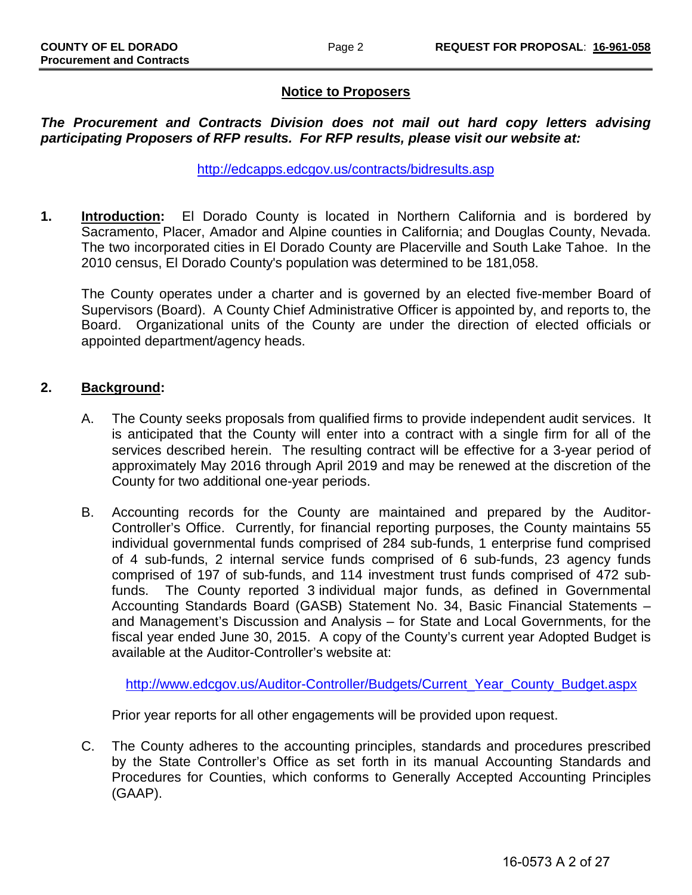## Notice to Proposers

***The Procurement and Contracts Division does not mail out hard copy letters advising participating Proposers of RFP results. For RFP results, please visit our website at:***

http://edcapps.edcgov.us/contracts/bidresults.asp

1. **Introduction:** El Dorado County is located in Northern California and is bordered by Sacramento, Placer, Amador and Alpine counties in California; and Douglas County, Nevada. The two incorporated cities in El Dorado County are Placerville and South Lake Tahoe. In the 2010 census, El Dorado County's population was determined to be 181,058.

   The County operates under a charter and is governed by an elected five-member Board of Supervisors (Board). A County Chief Administrative Officer is appointed by, and reports to, the Board. Organizational units of the County are under the direction of elected officials or appointed department/agency heads.

2. **Background:**

   A. The County seeks proposals from qualified firms to provide independent audit services. It is anticipated that the County will enter into a contract with a single firm for all of the services described herein. The resulting contract will be effective for a 3-year period of approximately May 2016 through April 2019 and may be renewed at the discretion of the County for two additional one-year periods.

   B. Accounting records for the County are maintained and prepared by the Auditor-Controller's Office. Currently, for financial reporting purposes, the County maintains 55 individual governmental funds comprised of 284 sub-funds, 1 enterprise fund comprised of 4 sub-funds, 2 internal service funds comprised of 6 sub-funds, 23 agency funds comprised of 197 of sub-funds, and 114 investment trust funds comprised of 472 sub-funds. The County reported 3 individual major funds, as defined in Governmental Accounting Standards Board (GASB) Statement No. 34, Basic Financial Statements – and Management's Discussion and Analysis – for State and Local Governments, for the fiscal year ended June 30, 2015. A copy of the County's current year Adopted Budget is available at the Auditor-Controller's website at:

      http://www.edcgov.us/Auditor-Controller/Budgets/Current_Year_County_Budget.aspx

      Prior year reports for all other engagements will be provided upon request.

   C. The County adheres to the accounting principles, standards and procedures prescribed by the State Controller's Office as set forth in its manual Accounting Standards and Procedures for Counties, which conforms to Generally Accepted Accounting Principles (GAAP).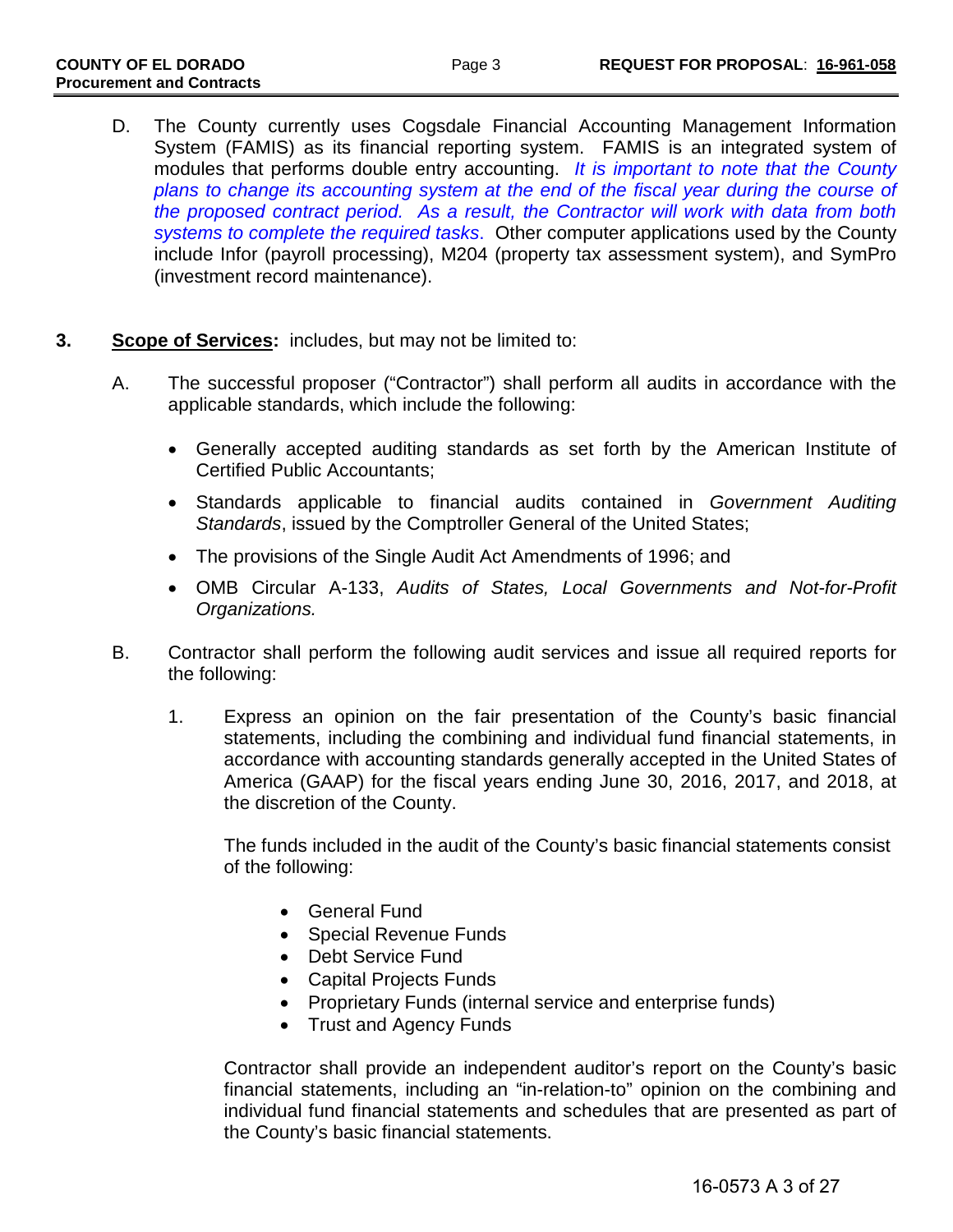D. The County currently uses Cogsdale Financial Accounting Management Information System (FAMIS) as its financial reporting system. FAMIS is an integrated system of modules that performs double entry accounting. *It is important to note that the County plans to change its accounting system at the end of the fiscal year during the course of the proposed contract period. As a result, the Contractor will work with data from both systems to complete the required tasks.* Other computer applications used by the County include Infor (payroll processing), M204 (property tax assessment system), and SymPro (investment record maintenance).

**3. <u>Scope of Services</u>:** includes, but may not be limited to:

A. The successful proposer ("Contractor") shall perform all audits in accordance with the applicable standards, which include the following:

- Generally accepted auditing standards as set forth by the American Institute of Certified Public Accountants;
- Standards applicable to financial audits contained in *Government Auditing Standards*, issued by the Comptroller General of the United States;
- The provisions of the Single Audit Act Amendments of 1996; and
- OMB Circular A-133, *Audits of States, Local Governments and Not-for-Profit Organizations.*

B. Contractor shall perform the following audit services and issue all required reports for the following:

1. Express an opinion on the fair presentation of the County's basic financial statements, including the combining and individual fund financial statements, in accordance with accounting standards generally accepted in the United States of America (GAAP) for the fiscal years ending June 30, 2016, 2017, and 2018, at the discretion of the County.

   The funds included in the audit of the County's basic financial statements consist of the following:

   - General Fund
   - Special Revenue Funds
   - Debt Service Fund
   - Capital Projects Funds
   - Proprietary Funds (internal service and enterprise funds)
   - Trust and Agency Funds

   Contractor shall provide an independent auditor's report on the County's basic financial statements, including an "in-relation-to" opinion on the combining and individual fund financial statements and schedules that are presented as part of the County's basic financial statements.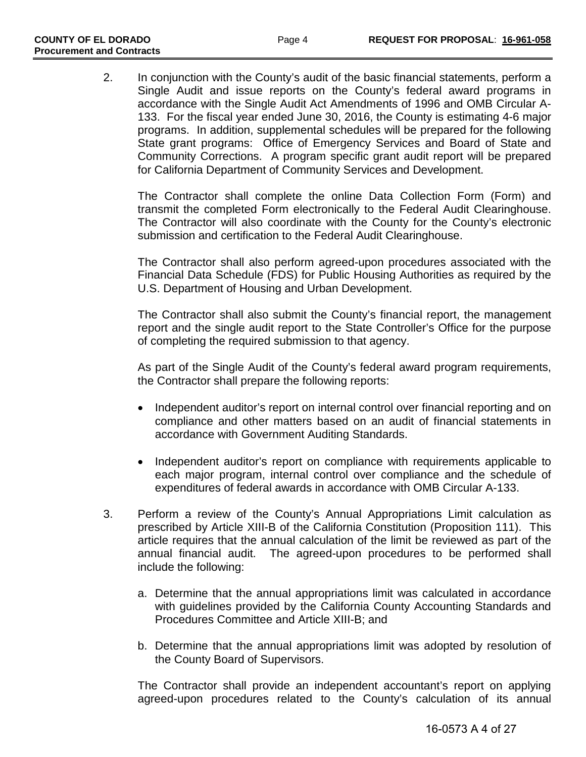2. In conjunction with the County's audit of the basic financial statements, perform a Single Audit and issue reports on the County's federal award programs in accordance with the Single Audit Act Amendments of 1996 and OMB Circular A-133. For the fiscal year ended June 30, 2016, the County is estimating 4-6 major programs. In addition, supplemental schedules will be prepared for the following State grant programs: Office of Emergency Services and Board of State and Community Corrections. A program specific grant audit report will be prepared for California Department of Community Services and Development.

   The Contractor shall complete the online Data Collection Form (Form) and transmit the completed Form electronically to the Federal Audit Clearinghouse. The Contractor will also coordinate with the County for the County's electronic submission and certification to the Federal Audit Clearinghouse.

   The Contractor shall also perform agreed-upon procedures associated with the Financial Data Schedule (FDS) for Public Housing Authorities as required by the U.S. Department of Housing and Urban Development.

   The Contractor shall also submit the County's financial report, the management report and the single audit report to the State Controller's Office for the purpose of completing the required submission to that agency.

   As part of the Single Audit of the County's federal award program requirements, the Contractor shall prepare the following reports:

   - Independent auditor's report on internal control over financial reporting and on compliance and other matters based on an audit of financial statements in accordance with Government Auditing Standards.

   - Independent auditor's report on compliance with requirements applicable to each major program, internal control over compliance and the schedule of expenditures of federal awards in accordance with OMB Circular A-133.

3. Perform a review of the County's Annual Appropriations Limit calculation as prescribed by Article XIII-B of the California Constitution (Proposition 111). This article requires that the annual calculation of the limit be reviewed as part of the annual financial audit. The agreed-upon procedures to be performed shall include the following:

   a. Determine that the annual appropriations limit was calculated in accordance with guidelines provided by the California County Accounting Standards and Procedures Committee and Article XIII-B; and

   b. Determine that the annual appropriations limit was adopted by resolution of the County Board of Supervisors.

   The Contractor shall provide an independent accountant's report on applying agreed-upon procedures related to the County's calculation of its annual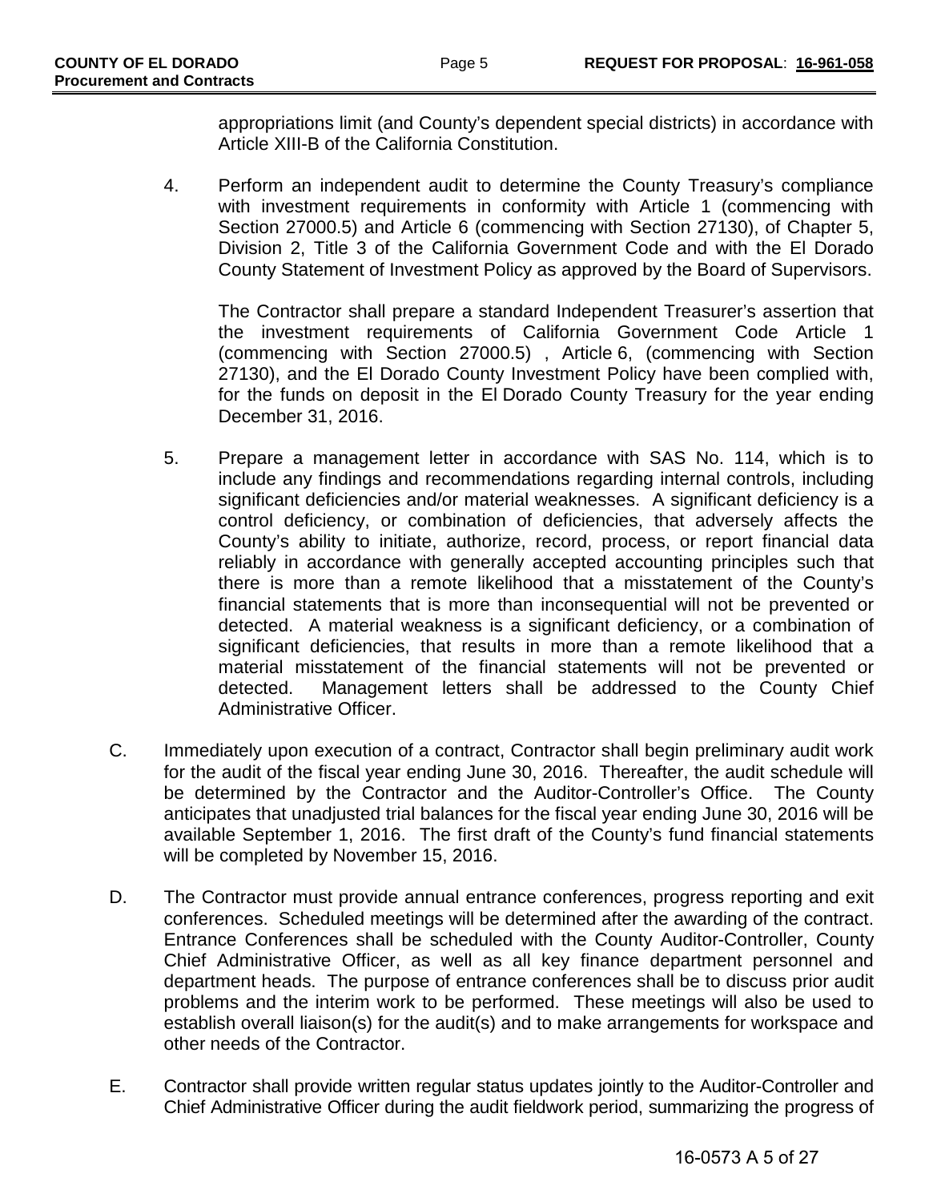appropriations limit (and County's dependent special districts) in accordance with Article XIII-B of the California Constitution.

4. Perform an independent audit to determine the County Treasury's compliance with investment requirements in conformity with Article 1 (commencing with Section 27000.5) and Article 6 (commencing with Section 27130), of Chapter 5, Division 2, Title 3 of the California Government Code and with the El Dorado County Statement of Investment Policy as approved by the Board of Supervisors.

   The Contractor shall prepare a standard Independent Treasurer's assertion that the investment requirements of California Government Code Article 1 (commencing with Section 27000.5) , Article 6, (commencing with Section 27130), and the El Dorado County Investment Policy have been complied with, for the funds on deposit in the El Dorado County Treasury for the year ending December 31, 2016.

5. Prepare a management letter in accordance with SAS No. 114, which is to include any findings and recommendations regarding internal controls, including significant deficiencies and/or material weaknesses. A significant deficiency is a control deficiency, or combination of deficiencies, that adversely affects the County's ability to initiate, authorize, record, process, or report financial data reliably in accordance with generally accepted accounting principles such that there is more than a remote likelihood that a misstatement of the County's financial statements that is more than inconsequential will not be prevented or detected. A material weakness is a significant deficiency, or a combination of significant deficiencies, that results in more than a remote likelihood that a material misstatement of the financial statements will not be prevented or detected. Management letters shall be addressed to the County Chief Administrative Officer.

C. Immediately upon execution of a contract, Contractor shall begin preliminary audit work for the audit of the fiscal year ending June 30, 2016. Thereafter, the audit schedule will be determined by the Contractor and the Auditor-Controller's Office. The County anticipates that unadjusted trial balances for the fiscal year ending June 30, 2016 will be available September 1, 2016. The first draft of the County's fund financial statements will be completed by November 15, 2016.

D. The Contractor must provide annual entrance conferences, progress reporting and exit conferences. Scheduled meetings will be determined after the awarding of the contract. Entrance Conferences shall be scheduled with the County Auditor-Controller, County Chief Administrative Officer, as well as all key finance department personnel and department heads. The purpose of entrance conferences shall be to discuss prior audit problems and the interim work to be performed. These meetings will also be used to establish overall liaison(s) for the audit(s) and to make arrangements for workspace and other needs of the Contractor.

E. Contractor shall provide written regular status updates jointly to the Auditor-Controller and Chief Administrative Officer during the audit fieldwork period, summarizing the progress of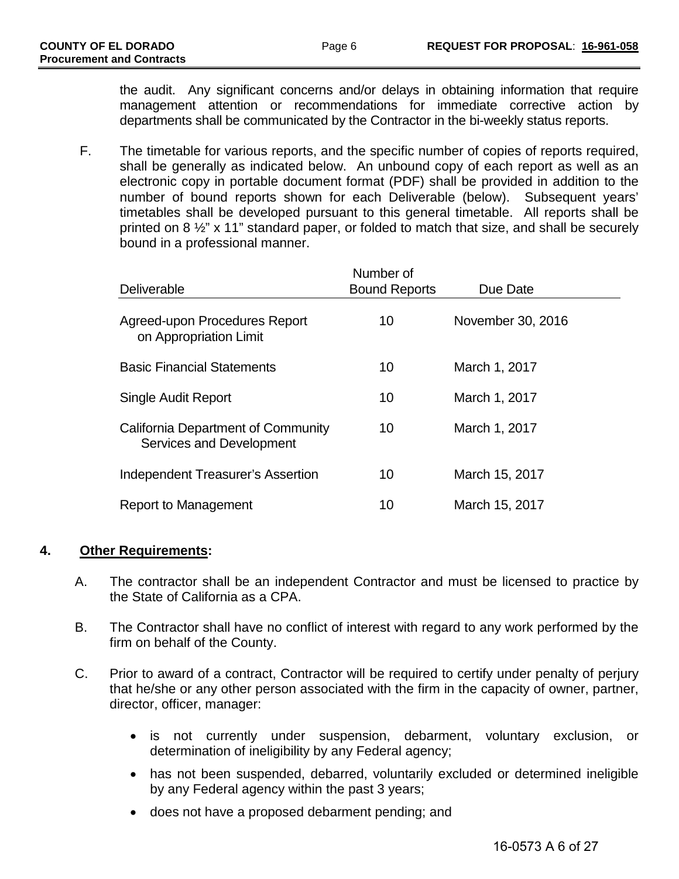the audit. Any significant concerns and/or delays in obtaining information that require management attention or recommendations for immediate corrective action by departments shall be communicated by the Contractor in the bi-weekly status reports.

F. The timetable for various reports, and the specific number of copies of reports required, shall be generally as indicated below. An unbound copy of each report as well as an electronic copy in portable document format (PDF) shall be provided in addition to the number of bound reports shown for each Deliverable (below). Subsequent years' timetables shall be developed pursuant to this general timetable. All reports shall be printed on 8 ½" x 11" standard paper, or folded to match that size, and shall be securely bound in a professional manner.

| Deliverable | Number of Bound Reports | Due Date |
|---|---|---|
| Agreed-upon Procedures Report on Appropriation Limit | 10 | November 30, 2016 |
| Basic Financial Statements | 10 | March 1, 2017 |
| Single Audit Report | 10 | March 1, 2017 |
| California Department of Community Services and Development | 10 | March 1, 2017 |
| Independent Treasurer's Assertion | 10 | March 15, 2017 |
| Report to Management | 10 | March 15, 2017 |

**4. <u>Other Requirements</u>:**

A. The contractor shall be an independent Contractor and must be licensed to practice by the State of California as a CPA.

B. The Contractor shall have no conflict of interest with regard to any work performed by the firm on behalf of the County.

C. Prior to award of a contract, Contractor will be required to certify under penalty of perjury that he/she or any other person associated with the firm in the capacity of owner, partner, director, officer, manager:

- is not currently under suspension, debarment, voluntary exclusion, or determination of ineligibility by any Federal agency;
- has not been suspended, debarred, voluntarily excluded or determined ineligible by any Federal agency within the past 3 years;
- does not have a proposed debarment pending; and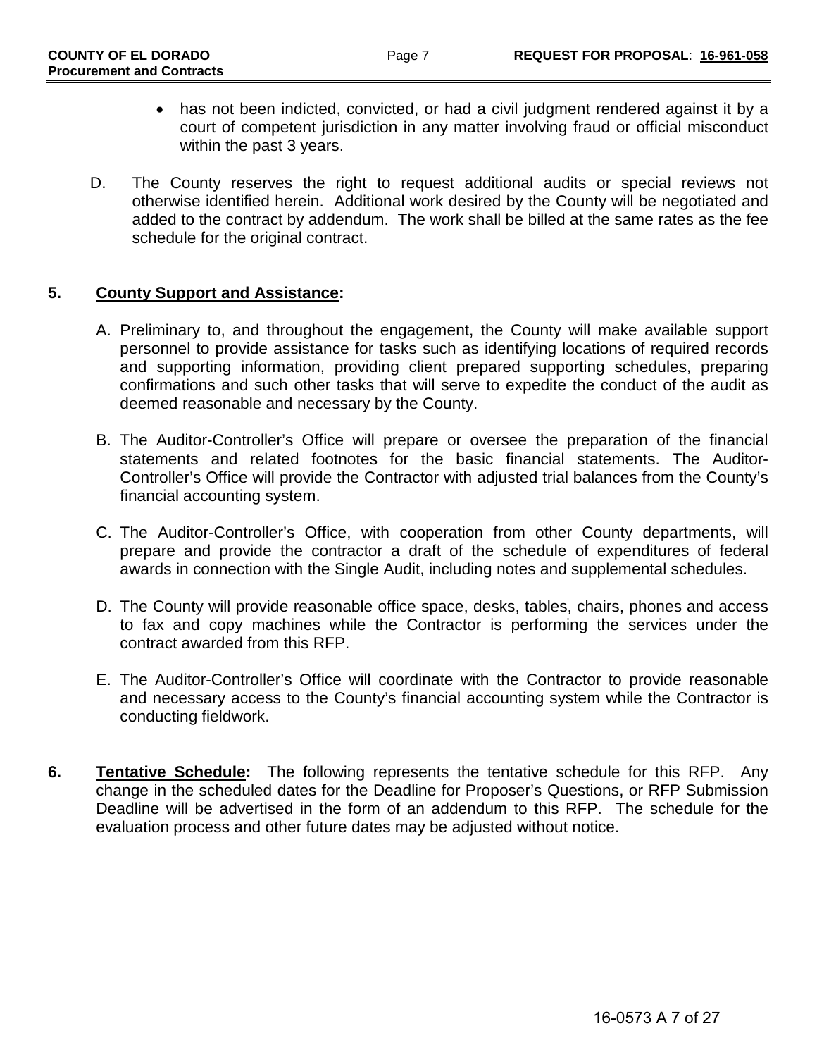- has not been indicted, convicted, or had a civil judgment rendered against it by a court of competent jurisdiction in any matter involving fraud or official misconduct within the past 3 years.

D. The County reserves the right to request additional audits or special reviews not otherwise identified herein. Additional work desired by the County will be negotiated and added to the contract by addendum. The work shall be billed at the same rates as the fee schedule for the original contract.

## 5. County Support and Assistance:

A. Preliminary to, and throughout the engagement, the County will make available support personnel to provide assistance for tasks such as identifying locations of required records and supporting information, providing client prepared supporting schedules, preparing confirmations and such other tasks that will serve to expedite the conduct of the audit as deemed reasonable and necessary by the County.

B. The Auditor-Controller's Office will prepare or oversee the preparation of the financial statements and related footnotes for the basic financial statements. The Auditor-Controller's Office will provide the Contractor with adjusted trial balances from the County's financial accounting system.

C. The Auditor-Controller's Office, with cooperation from other County departments, will prepare and provide the contractor a draft of the schedule of expenditures of federal awards in connection with the Single Audit, including notes and supplemental schedules.

D. The County will provide reasonable office space, desks, tables, chairs, phones and access to fax and copy machines while the Contractor is performing the services under the contract awarded from this RFP.

E. The Auditor-Controller's Office will coordinate with the Contractor to provide reasonable and necessary access to the County's financial accounting system while the Contractor is conducting fieldwork.

**6. Tentative Schedule:** The following represents the tentative schedule for this RFP. Any change in the scheduled dates for the Deadline for Proposer's Questions, or RFP Submission Deadline will be advertised in the form of an addendum to this RFP. The schedule for the evaluation process and other future dates may be adjusted without notice.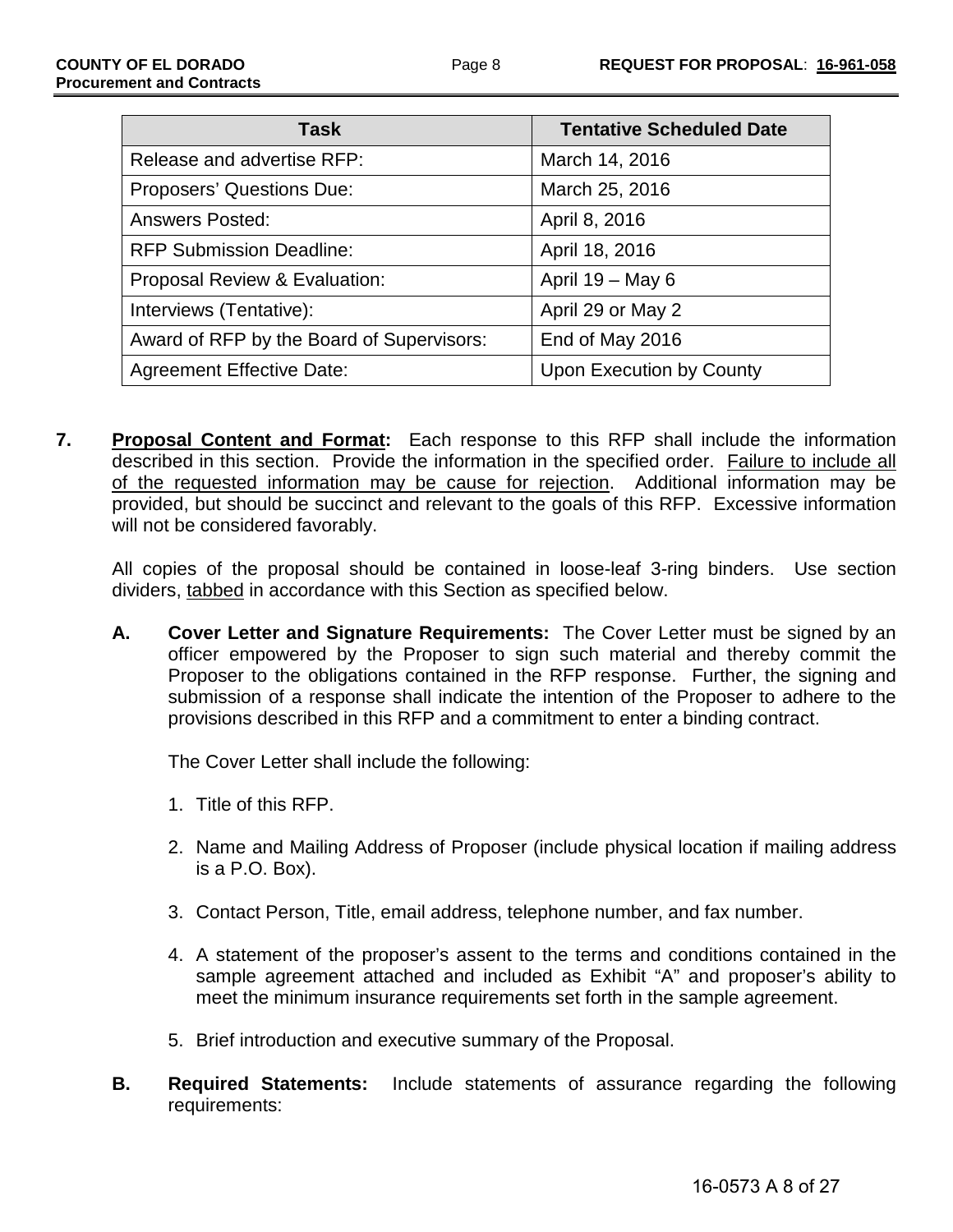| Task | Tentative Scheduled Date |
|---|---|
| Release and advertise RFP: | March 14, 2016 |
| Proposers' Questions Due: | March 25, 2016 |
| Answers Posted: | April 8, 2016 |
| RFP Submission Deadline: | April 18, 2016 |
| Proposal Review & Evaluation: | April 19 – May 6 |
| Interviews (Tentative): | April 29 or May 2 |
| Award of RFP by the Board of Supervisors: | End of May 2016 |
| Agreement Effective Date: | Upon Execution by County |

**7. Proposal Content and Format:** Each response to this RFP shall include the information described in this section. Provide the information in the specified order. Failure to include all of the requested information may be cause for rejection. Additional information may be provided, but should be succinct and relevant to the goals of this RFP. Excessive information will not be considered favorably.

All copies of the proposal should be contained in loose-leaf 3-ring binders. Use section dividers, tabbed in accordance with this Section as specified below.

**A. Cover Letter and Signature Requirements:** The Cover Letter must be signed by an officer empowered by the Proposer to sign such material and thereby commit the Proposer to the obligations contained in the RFP response. Further, the signing and submission of a response shall indicate the intention of the Proposer to adhere to the provisions described in this RFP and a commitment to enter a binding contract.

The Cover Letter shall include the following:

1. Title of this RFP.
2. Name and Mailing Address of Proposer (include physical location if mailing address is a P.O. Box).
3. Contact Person, Title, email address, telephone number, and fax number.
4. A statement of the proposer's assent to the terms and conditions contained in the sample agreement attached and included as Exhibit "A" and proposer's ability to meet the minimum insurance requirements set forth in the sample agreement.
5. Brief introduction and executive summary of the Proposal.

**B. Required Statements:** Include statements of assurance regarding the following requirements: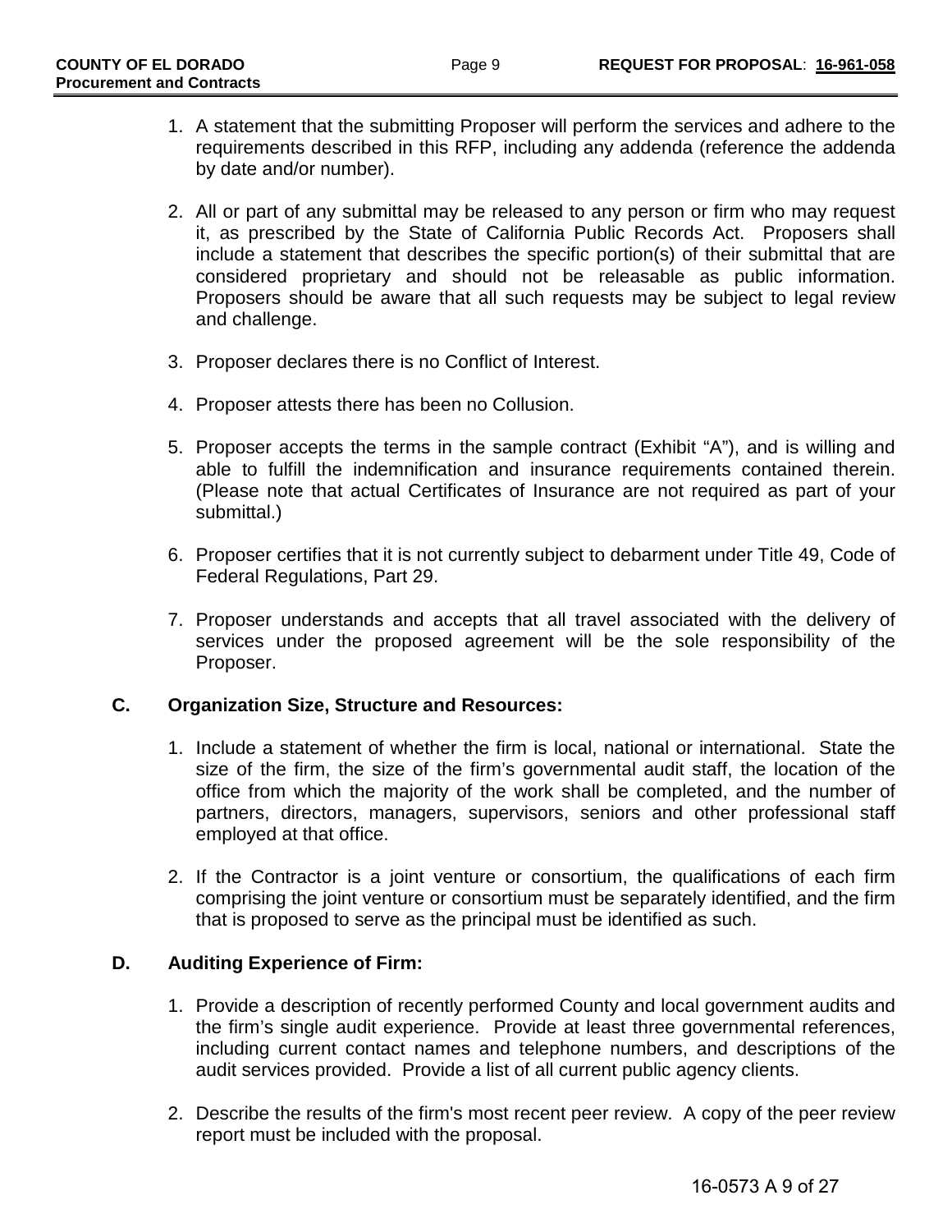1. A statement that the submitting Proposer will perform the services and adhere to the requirements described in this RFP, including any addenda (reference the addenda by date and/or number).

2. All or part of any submittal may be released to any person or firm who may request it, as prescribed by the State of California Public Records Act. Proposers shall include a statement that describes the specific portion(s) of their submittal that are considered proprietary and should not be releasable as public information. Proposers should be aware that all such requests may be subject to legal review and challenge.

3. Proposer declares there is no Conflict of Interest.

4. Proposer attests there has been no Collusion.

5. Proposer accepts the terms in the sample contract (Exhibit "A"), and is willing and able to fulfill the indemnification and insurance requirements contained therein. (Please note that actual Certificates of Insurance are not required as part of your submittal.)

6. Proposer certifies that it is not currently subject to debarment under Title 49, Code of Federal Regulations, Part 29.

7. Proposer understands and accepts that all travel associated with the delivery of services under the proposed agreement will be the sole responsibility of the Proposer.

**C. Organization Size, Structure and Resources:**

1. Include a statement of whether the firm is local, national or international. State the size of the firm, the size of the firm's governmental audit staff, the location of the office from which the majority of the work shall be completed, and the number of partners, directors, managers, supervisors, seniors and other professional staff employed at that office.

2. If the Contractor is a joint venture or consortium, the qualifications of each firm comprising the joint venture or consortium must be separately identified, and the firm that is proposed to serve as the principal must be identified as such.

**D. Auditing Experience of Firm:**

1. Provide a description of recently performed County and local government audits and the firm's single audit experience. Provide at least three governmental references, including current contact names and telephone numbers, and descriptions of the audit services provided. Provide a list of all current public agency clients.

2. Describe the results of the firm's most recent peer review. A copy of the peer review report must be included with the proposal.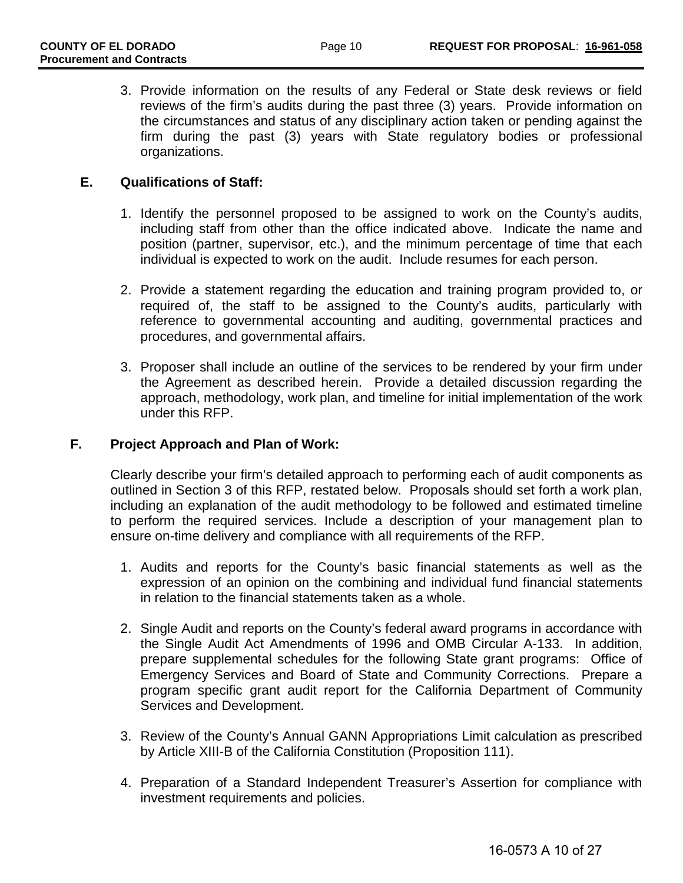3. Provide information on the results of any Federal or State desk reviews or field reviews of the firm's audits during the past three (3) years. Provide information on the circumstances and status of any disciplinary action taken or pending against the firm during the past (3) years with State regulatory bodies or professional organizations.

**E. Qualifications of Staff:**

1. Identify the personnel proposed to be assigned to work on the County's audits, including staff from other than the office indicated above. Indicate the name and position (partner, supervisor, etc.), and the minimum percentage of time that each individual is expected to work on the audit. Include resumes for each person.

2. Provide a statement regarding the education and training program provided to, or required of, the staff to be assigned to the County's audits, particularly with reference to governmental accounting and auditing, governmental practices and procedures, and governmental affairs.

3. Proposer shall include an outline of the services to be rendered by your firm under the Agreement as described herein. Provide a detailed discussion regarding the approach, methodology, work plan, and timeline for initial implementation of the work under this RFP.

**F. Project Approach and Plan of Work:**

Clearly describe your firm's detailed approach to performing each of audit components as outlined in Section 3 of this RFP, restated below. Proposals should set forth a work plan, including an explanation of the audit methodology to be followed and estimated timeline to perform the required services. Include a description of your management plan to ensure on-time delivery and compliance with all requirements of the RFP.

1. Audits and reports for the County's basic financial statements as well as the expression of an opinion on the combining and individual fund financial statements in relation to the financial statements taken as a whole.

2. Single Audit and reports on the County's federal award programs in accordance with the Single Audit Act Amendments of 1996 and OMB Circular A-133. In addition, prepare supplemental schedules for the following State grant programs: Office of Emergency Services and Board of State and Community Corrections. Prepare a program specific grant audit report for the California Department of Community Services and Development.

3. Review of the County's Annual GANN Appropriations Limit calculation as prescribed by Article XIII-B of the California Constitution (Proposition 111).

4. Preparation of a Standard Independent Treasurer's Assertion for compliance with investment requirements and policies.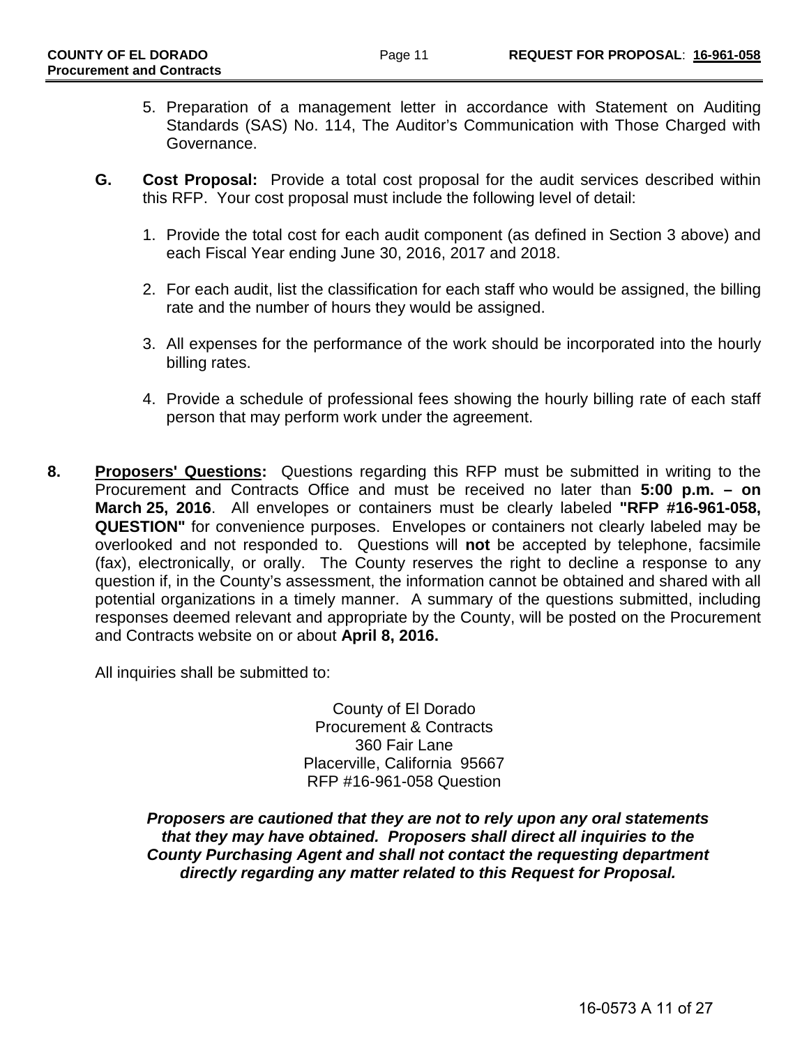5. Preparation of a management letter in accordance with Statement on Auditing Standards (SAS) No. 114, The Auditor's Communication with Those Charged with Governance.

**G. Cost Proposal:** Provide a total cost proposal for the audit services described within this RFP. Your cost proposal must include the following level of detail:

1. Provide the total cost for each audit component (as defined in Section 3 above) and each Fiscal Year ending June 30, 2016, 2017 and 2018.
2. For each audit, list the classification for each staff who would be assigned, the billing rate and the number of hours they would be assigned.
3. All expenses for the performance of the work should be incorporated into the hourly billing rates.
4. Provide a schedule of professional fees showing the hourly billing rate of each staff person that may perform work under the agreement.

**8. <u>Proposers' Questions</u>:** Questions regarding this RFP must be submitted in writing to the Procurement and Contracts Office and must be received no later than **5:00 p.m. – on March 25, 2016**. All envelopes or containers must be clearly labeled **"RFP #16-961-058, QUESTION"** for convenience purposes. Envelopes or containers not clearly labeled may be overlooked and not responded to. Questions will **not** be accepted by telephone, facsimile (fax), electronically, or orally. The County reserves the right to decline a response to any question if, in the County's assessment, the information cannot be obtained and shared with all potential organizations in a timely manner. A summary of the questions submitted, including responses deemed relevant and appropriate by the County, will be posted on the Procurement and Contracts website on or about **April 8, 2016.**

All inquiries shall be submitted to:

County of El Dorado
Procurement & Contracts
360 Fair Lane
Placerville, California 95667
RFP #16-961-058 Question

***Proposers are cautioned that they are not to rely upon any oral statements that they may have obtained. Proposers shall direct all inquiries to the County Purchasing Agent and shall not contact the requesting department directly regarding any matter related to this Request for Proposal.***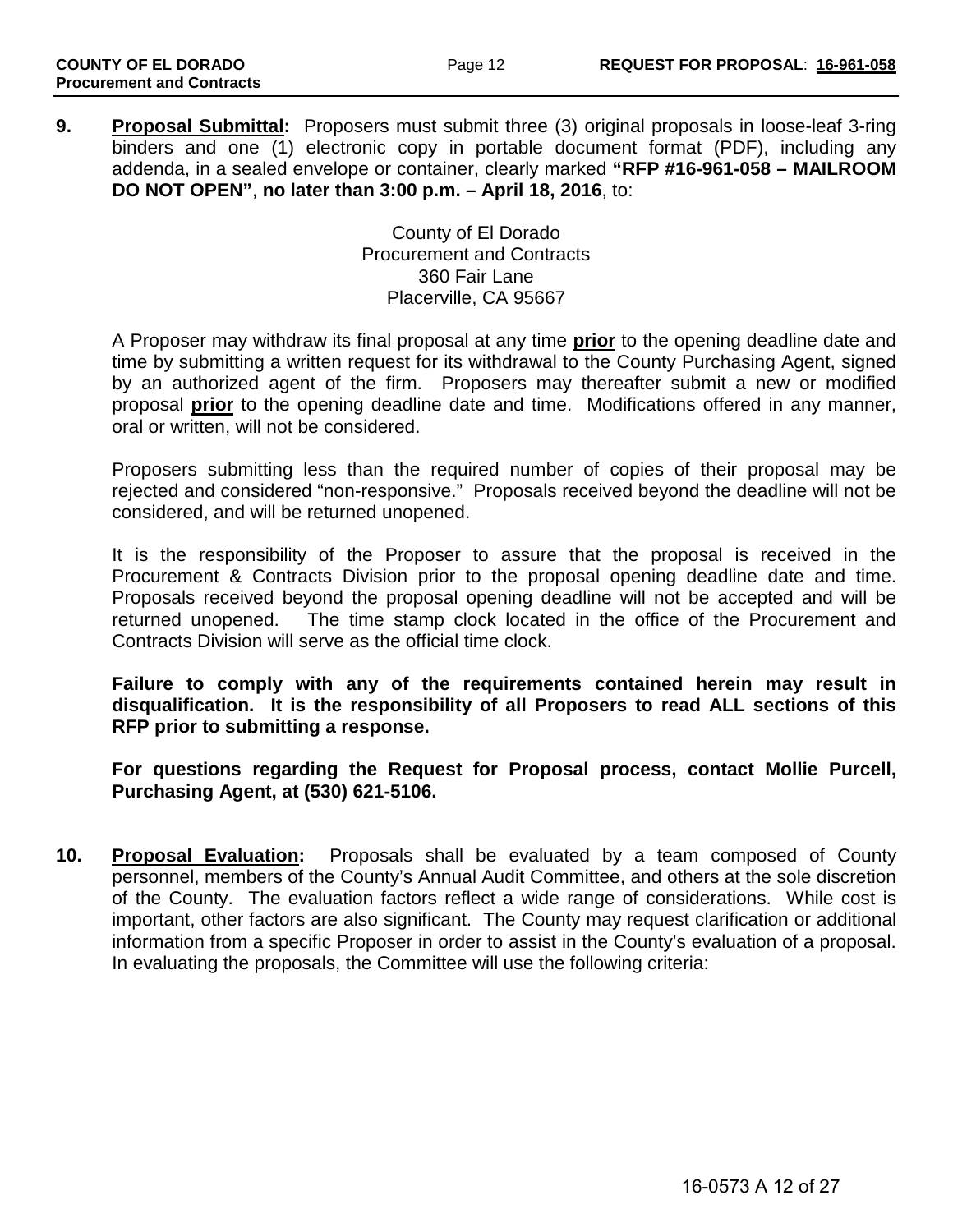**9. Proposal Submittal:** Proposers must submit three (3) original proposals in loose-leaf 3-ring binders and one (1) electronic copy in portable document format (PDF), including any addenda, in a sealed envelope or container, clearly marked **"RFP #16-961-058 – MAILROOM DO NOT OPEN"**, **no later than 3:00 p.m. – April 18, 2016**, to:

County of El Dorado
Procurement and Contracts
360 Fair Lane
Placerville, CA 95667

A Proposer may withdraw its final proposal at any time **prior** to the opening deadline date and time by submitting a written request for its withdrawal to the County Purchasing Agent, signed by an authorized agent of the firm. Proposers may thereafter submit a new or modified proposal **prior** to the opening deadline date and time. Modifications offered in any manner, oral or written, will not be considered.

Proposers submitting less than the required number of copies of their proposal may be rejected and considered "non-responsive." Proposals received beyond the deadline will not be considered, and will be returned unopened.

It is the responsibility of the Proposer to assure that the proposal is received in the Procurement & Contracts Division prior to the proposal opening deadline date and time. Proposals received beyond the proposal opening deadline will not be accepted and will be returned unopened. The time stamp clock located in the office of the Procurement and Contracts Division will serve as the official time clock.

**Failure to comply with any of the requirements contained herein may result in disqualification. It is the responsibility of all Proposers to read ALL sections of this RFP prior to submitting a response.**

**For questions regarding the Request for Proposal process, contact Mollie Purcell, Purchasing Agent, at (530) 621-5106.**

**10. Proposal Evaluation:** Proposals shall be evaluated by a team composed of County personnel, members of the County's Annual Audit Committee, and others at the sole discretion of the County. The evaluation factors reflect a wide range of considerations. While cost is important, other factors are also significant. The County may request clarification or additional information from a specific Proposer in order to assist in the County's evaluation of a proposal. In evaluating the proposals, the Committee will use the following criteria: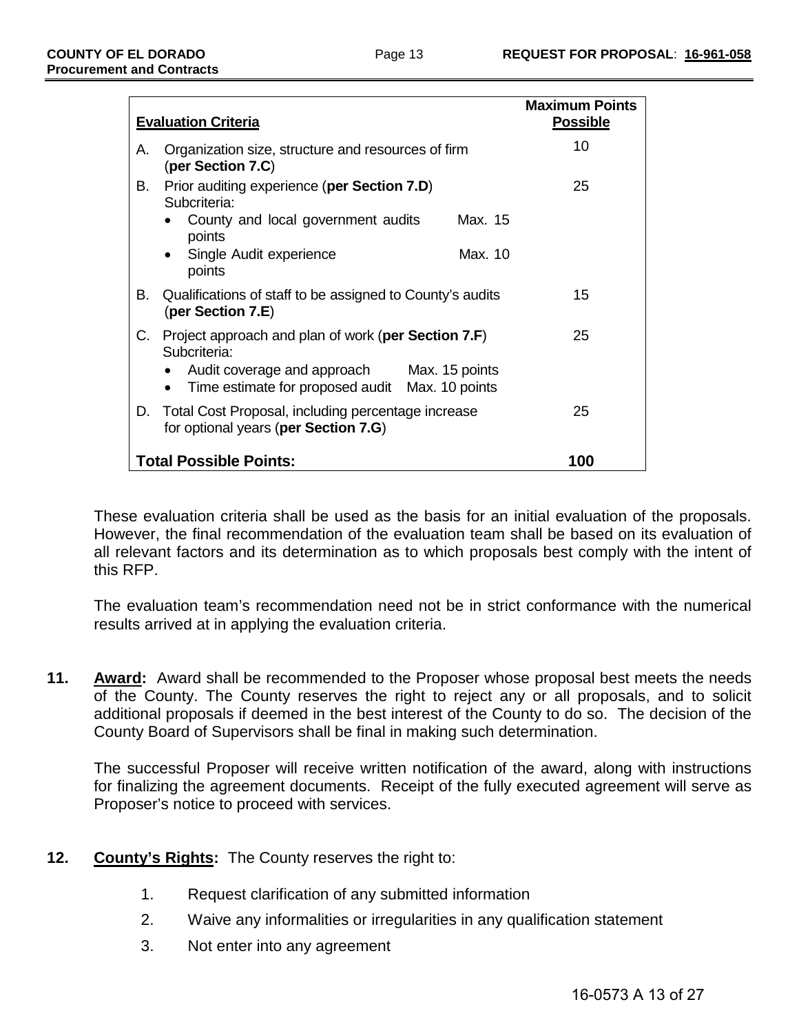| Evaluation Criteria | Maximum Points Possible |
|---|---|
| A. Organization size, structure and resources of firm (**per Section 7.C**) | 10 |
| B. Prior auditing experience (**per Section 7.D**) Subcriteria:<br>• County and local government audits Max. 15 points<br>• Single Audit experience Max. 10 points | 25 |
| B. Qualifications of staff to be assigned to County's audits (**per Section 7.E**) | 15 |
| C. Project approach and plan of work (**per Section 7.F**) Subcriteria:<br>• Audit coverage and approach Max. 15 points<br>• Time estimate for proposed audit Max. 10 points | 25 |
| D. Total Cost Proposal, including percentage increase for optional years (**per Section 7.G**) | 25 |
| **Total Possible Points:** | **100** |

These evaluation criteria shall be used as the basis for an initial evaluation of the proposals. However, the final recommendation of the evaluation team shall be based on its evaluation of all relevant factors and its determination as to which proposals best comply with the intent of this RFP.

The evaluation team's recommendation need not be in strict conformance with the numerical results arrived at in applying the evaluation criteria.

**11. Award:** Award shall be recommended to the Proposer whose proposal best meets the needs of the County. The County reserves the right to reject any or all proposals, and to solicit additional proposals if deemed in the best interest of the County to do so. The decision of the County Board of Supervisors shall be final in making such determination.

The successful Proposer will receive written notification of the award, along with instructions for finalizing the agreement documents. Receipt of the fully executed agreement will serve as Proposer's notice to proceed with services.

**12. County's Rights:** The County reserves the right to:

1. Request clarification of any submitted information
2. Waive any informalities or irregularities in any qualification statement
3. Not enter into any agreement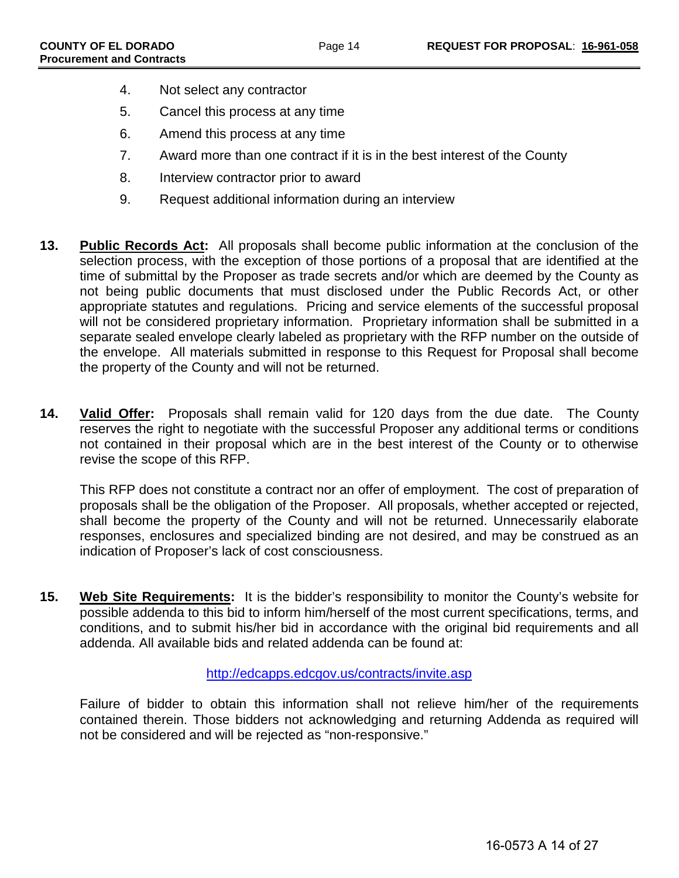4. Not select any contractor
5. Cancel this process at any time
6. Amend this process at any time
7. Award more than one contract if it is in the best interest of the County
8. Interview contractor prior to award
9. Request additional information during an interview

**13. <u>Public Records Act</u>:** All proposals shall become public information at the conclusion of the selection process, with the exception of those portions of a proposal that are identified at the time of submittal by the Proposer as trade secrets and/or which are deemed by the County as not being public documents that must disclosed under the Public Records Act, or other appropriate statutes and regulations. Pricing and service elements of the successful proposal will not be considered proprietary information. Proprietary information shall be submitted in a separate sealed envelope clearly labeled as proprietary with the RFP number on the outside of the envelope. All materials submitted in response to this Request for Proposal shall become the property of the County and will not be returned.

**14. <u>Valid Offer</u>:** Proposals shall remain valid for 120 days from the due date. The County reserves the right to negotiate with the successful Proposer any additional terms or conditions not contained in their proposal which are in the best interest of the County or to otherwise revise the scope of this RFP.

This RFP does not constitute a contract nor an offer of employment. The cost of preparation of proposals shall be the obligation of the Proposer. All proposals, whether accepted or rejected, shall become the property of the County and will not be returned. Unnecessarily elaborate responses, enclosures and specialized binding are not desired, and may be construed as an indication of Proposer's lack of cost consciousness.

**15. <u>Web Site Requirements</u>:** It is the bidder's responsibility to monitor the County's website for possible addenda to this bid to inform him/herself of the most current specifications, terms, and conditions, and to submit his/her bid in accordance with the original bid requirements and all addenda. All available bids and related addenda can be found at:

http://edcapps.edcgov.us/contracts/invite.asp

Failure of bidder to obtain this information shall not relieve him/her of the requirements contained therein. Those bidders not acknowledging and returning Addenda as required will not be considered and will be rejected as "non-responsive."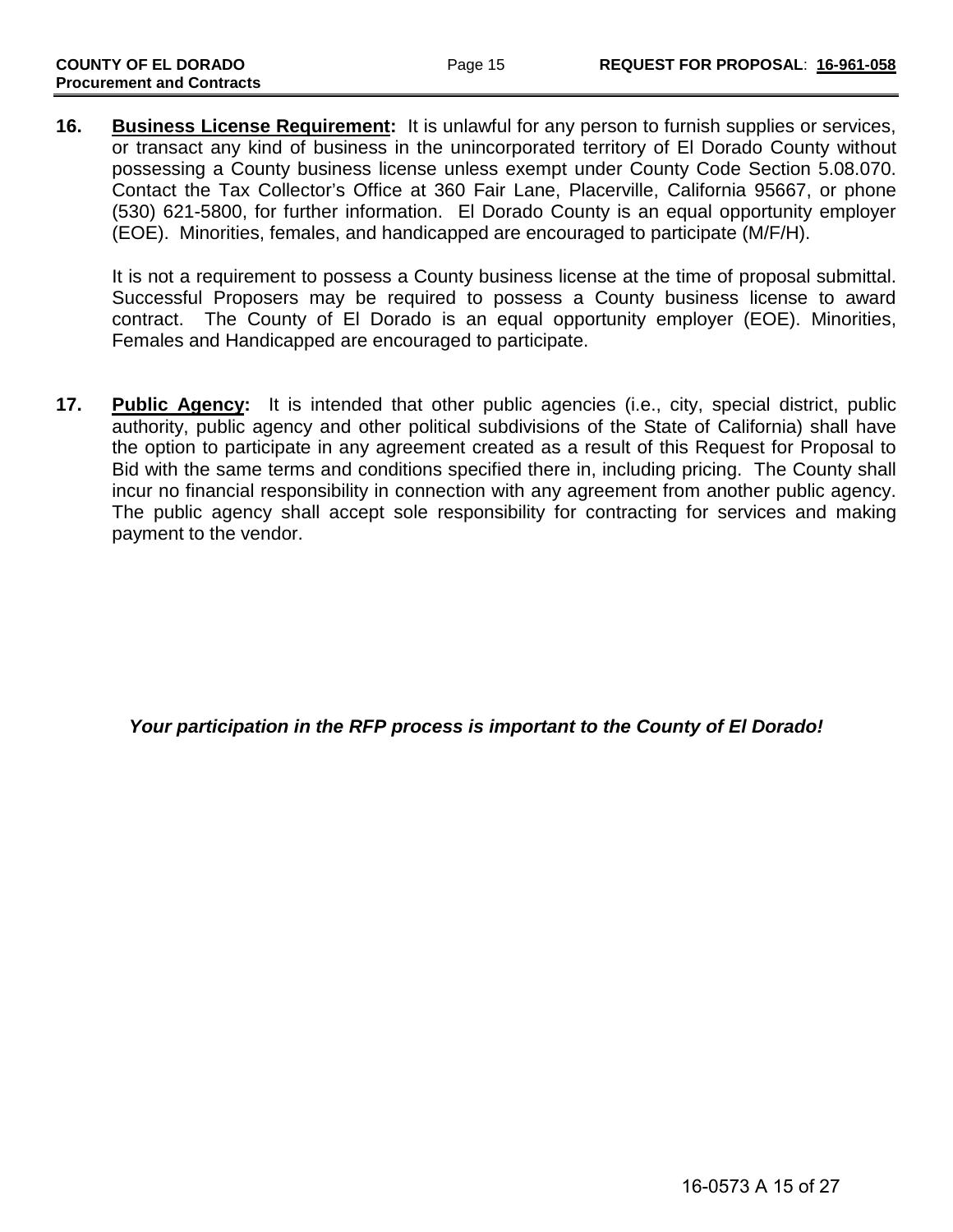**16. <u>Business License Requirement</u>:** It is unlawful for any person to furnish supplies or services, or transact any kind of business in the unincorporated territory of El Dorado County without possessing a County business license unless exempt under County Code Section 5.08.070. Contact the Tax Collector's Office at 360 Fair Lane, Placerville, California 95667, or phone (530) 621-5800, for further information. El Dorado County is an equal opportunity employer (EOE). Minorities, females, and handicapped are encouraged to participate (M/F/H).

It is not a requirement to possess a County business license at the time of proposal submittal. Successful Proposers may be required to possess a County business license to award contract. The County of El Dorado is an equal opportunity employer (EOE). Minorities, Females and Handicapped are encouraged to participate.

**17. <u>Public Agency</u>:** It is intended that other public agencies (i.e., city, special district, public authority, public agency and other political subdivisions of the State of California) shall have the option to participate in any agreement created as a result of this Request for Proposal to Bid with the same terms and conditions specified there in, including pricing. The County shall incur no financial responsibility in connection with any agreement from another public agency. The public agency shall accept sole responsibility for contracting for services and making payment to the vendor.

***Your participation in the RFP process is important to the County of El Dorado!***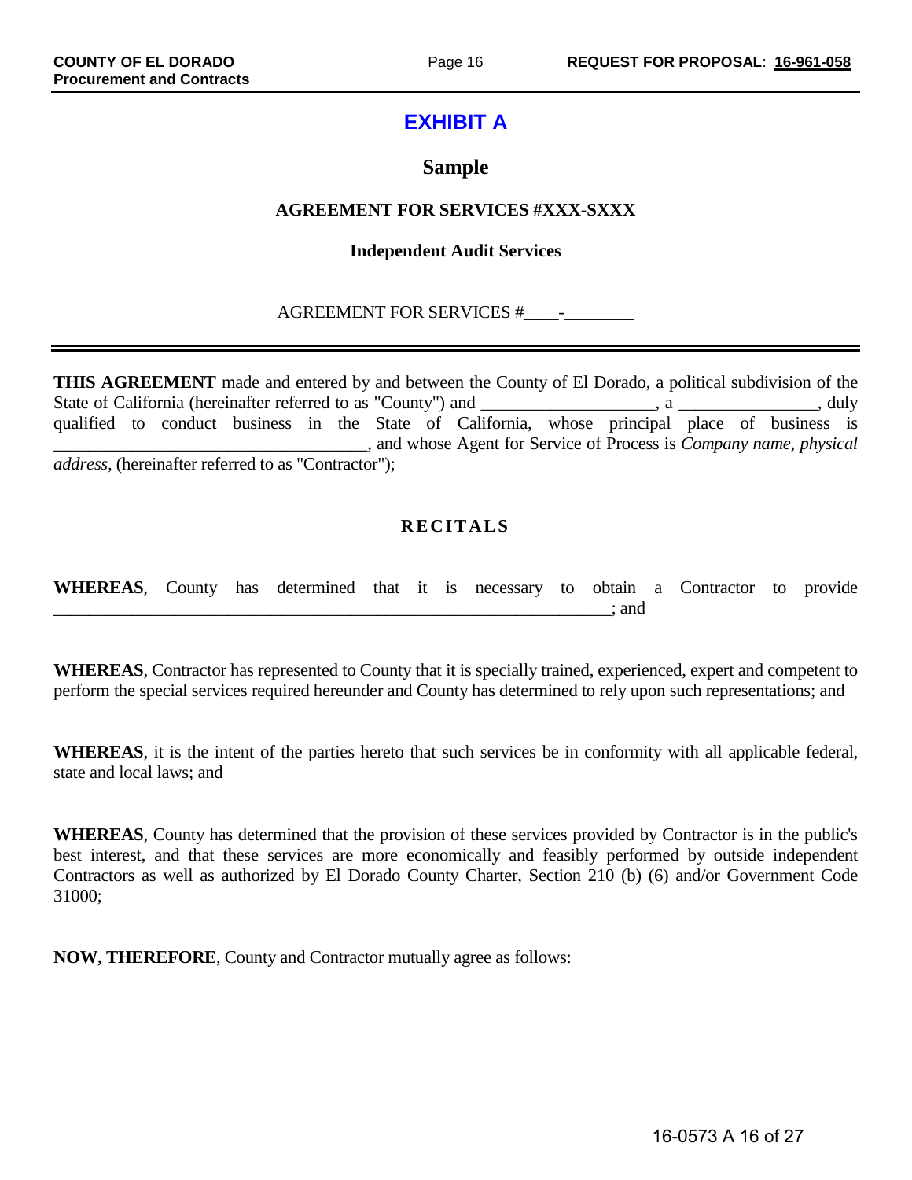# EXHIBIT A

## Sample

### AGREEMENT FOR SERVICES #XXX-SXXX

### Independent Audit Services

AGREEMENT FOR SERVICES #____-________

---

**THIS AGREEMENT** made and entered by and between the County of El Dorado, a political subdivision of the State of California (hereinafter referred to as "County") and ____________________, a ________________, duly qualified to conduct business in the State of California, whose principal place of business is ___________________________________, and whose Agent for Service of Process is *Company name, physical address,* (hereinafter referred to as "Contractor");

### RECITALS

**WHEREAS**, County has determined that it is necessary to obtain a Contractor to provide ________________________________________________________________; and

**WHEREAS**, Contractor has represented to County that it is specially trained, experienced, expert and competent to perform the special services required hereunder and County has determined to rely upon such representations; and

**WHEREAS**, it is the intent of the parties hereto that such services be in conformity with all applicable federal, state and local laws; and

**WHEREAS**, County has determined that the provision of these services provided by Contractor is in the public's best interest, and that these services are more economically and feasibly performed by outside independent Contractors as well as authorized by El Dorado County Charter, Section 210 (b) (6) and/or Government Code 31000;

**NOW, THEREFORE**, County and Contractor mutually agree as follows: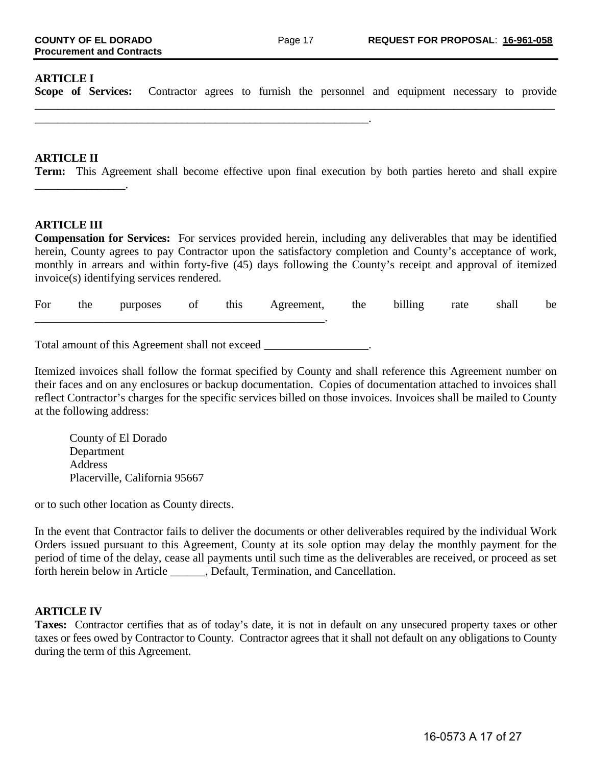**ARTICLE I**

**Scope of Services:** Contractor agrees to furnish the personnel and equipment necessary to provide ______________________________________________________________________________________ ____________________________________________________________.

**ARTICLE II**

**Term:** This Agreement shall become effective upon final execution by both parties hereto and shall expire ________________.

**ARTICLE III**

**Compensation for Services:** For services provided herein, including any deliverables that may be identified herein, County agrees to pay Contractor upon the satisfactory completion and County's acceptance of work, monthly in arrears and within forty-five (45) days following the County's receipt and approval of itemized invoice(s) identifying services rendered.

For the purposes of this Agreement, the billing rate shall be ____________________________________________________.

Total amount of this Agreement shall not exceed __________________.

Itemized invoices shall follow the format specified by County and shall reference this Agreement number on their faces and on any enclosures or backup documentation. Copies of documentation attached to invoices shall reflect Contractor's charges for the specific services billed on those invoices. Invoices shall be mailed to County at the following address:

County of El Dorado
Department
Address
Placerville, California 95667

or to such other location as County directs.

In the event that Contractor fails to deliver the documents or other deliverables required by the individual Work Orders issued pursuant to this Agreement, County at its sole option may delay the monthly payment for the period of time of the delay, cease all payments until such time as the deliverables are received, or proceed as set forth herein below in Article ______, Default, Termination, and Cancellation.

**ARTICLE IV**

**Taxes:** Contractor certifies that as of today's date, it is not in default on any unsecured property taxes or other taxes or fees owed by Contractor to County. Contractor agrees that it shall not default on any obligations to County during the term of this Agreement.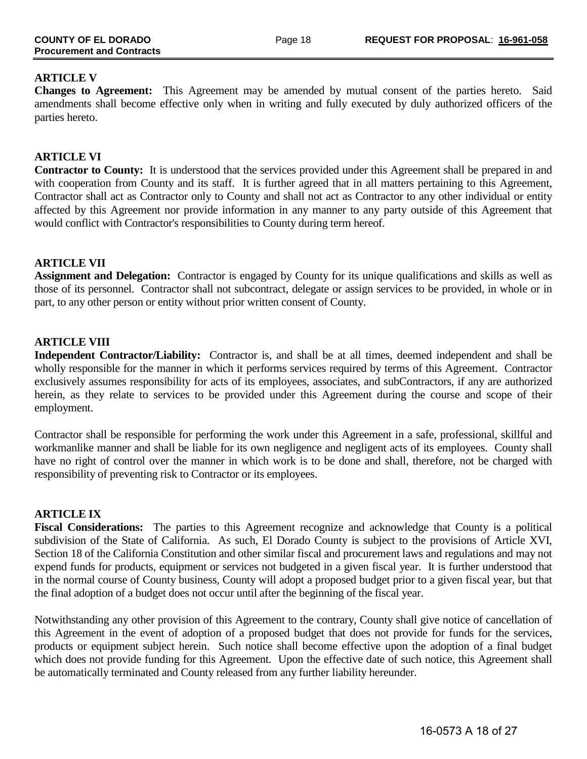## ARTICLE V

**Changes to Agreement:** This Agreement may be amended by mutual consent of the parties hereto. Said amendments shall become effective only when in writing and fully executed by duly authorized officers of the parties hereto.

## ARTICLE VI

**Contractor to County:** It is understood that the services provided under this Agreement shall be prepared in and with cooperation from County and its staff. It is further agreed that in all matters pertaining to this Agreement, Contractor shall act as Contractor only to County and shall not act as Contractor to any other individual or entity affected by this Agreement nor provide information in any manner to any party outside of this Agreement that would conflict with Contractor's responsibilities to County during term hereof.

## ARTICLE VII

**Assignment and Delegation:** Contractor is engaged by County for its unique qualifications and skills as well as those of its personnel. Contractor shall not subcontract, delegate or assign services to be provided, in whole or in part, to any other person or entity without prior written consent of County.

## ARTICLE VIII

**Independent Contractor/Liability:** Contractor is, and shall be at all times, deemed independent and shall be wholly responsible for the manner in which it performs services required by terms of this Agreement. Contractor exclusively assumes responsibility for acts of its employees, associates, and subContractors, if any are authorized herein, as they relate to services to be provided under this Agreement during the course and scope of their employment.

Contractor shall be responsible for performing the work under this Agreement in a safe, professional, skillful and workmanlike manner and shall be liable for its own negligence and negligent acts of its employees. County shall have no right of control over the manner in which work is to be done and shall, therefore, not be charged with responsibility of preventing risk to Contractor or its employees.

## ARTICLE IX

**Fiscal Considerations:** The parties to this Agreement recognize and acknowledge that County is a political subdivision of the State of California. As such, El Dorado County is subject to the provisions of Article XVI, Section 18 of the California Constitution and other similar fiscal and procurement laws and regulations and may not expend funds for products, equipment or services not budgeted in a given fiscal year. It is further understood that in the normal course of County business, County will adopt a proposed budget prior to a given fiscal year, but that the final adoption of a budget does not occur until after the beginning of the fiscal year.

Notwithstanding any other provision of this Agreement to the contrary, County shall give notice of cancellation of this Agreement in the event of adoption of a proposed budget that does not provide for funds for the services, products or equipment subject herein. Such notice shall become effective upon the adoption of a final budget which does not provide funding for this Agreement. Upon the effective date of such notice, this Agreement shall be automatically terminated and County released from any further liability hereunder.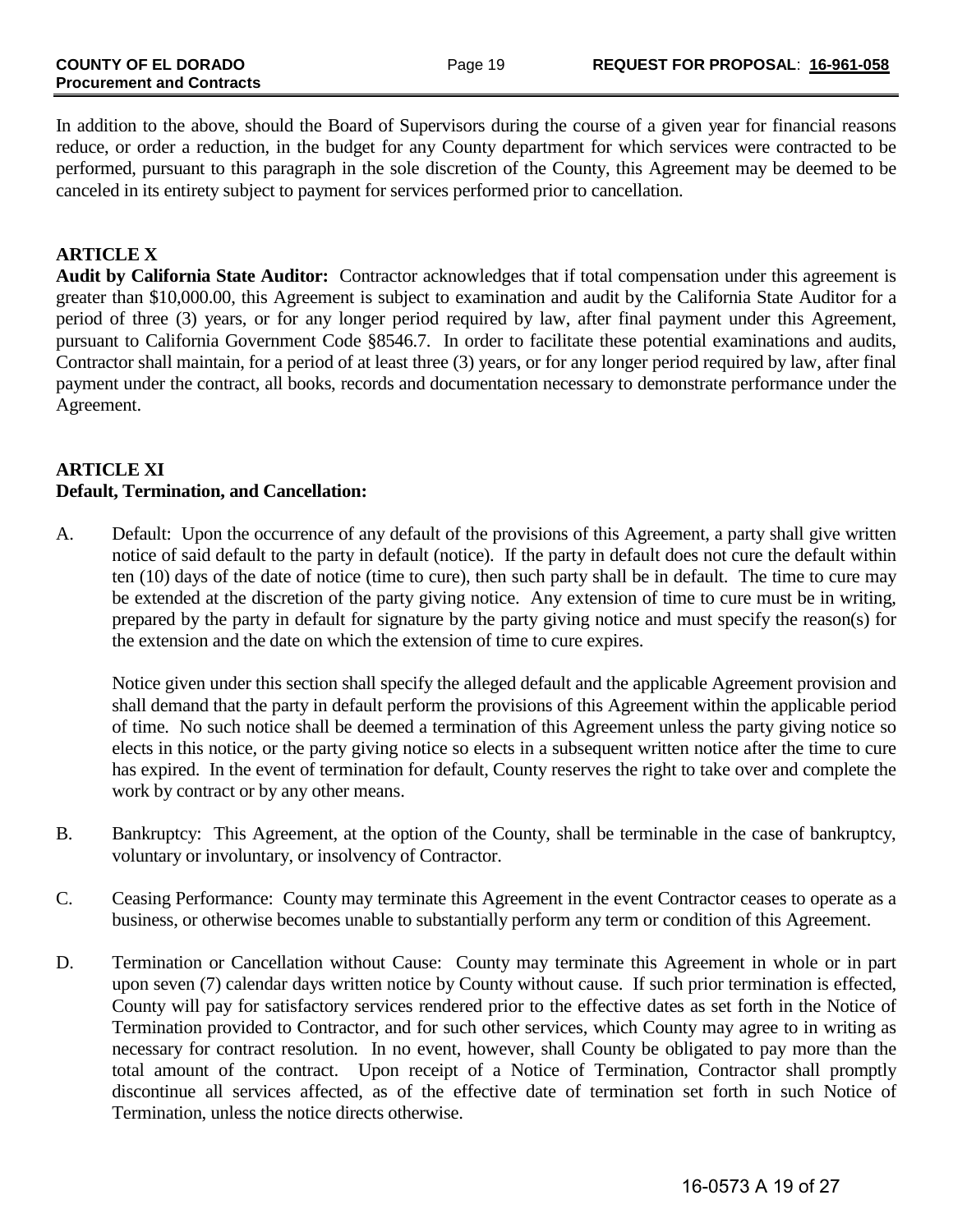In addition to the above, should the Board of Supervisors during the course of a given year for financial reasons reduce, or order a reduction, in the budget for any County department for which services were contracted to be performed, pursuant to this paragraph in the sole discretion of the County, this Agreement may be deemed to be canceled in its entirety subject to payment for services performed prior to cancellation.

**ARTICLE X**

**Audit by California State Auditor:** Contractor acknowledges that if total compensation under this agreement is greater than $10,000.00, this Agreement is subject to examination and audit by the California State Auditor for a period of three (3) years, or for any longer period required by law, after final payment under this Agreement, pursuant to California Government Code §8546.7. In order to facilitate these potential examinations and audits, Contractor shall maintain, for a period of at least three (3) years, or for any longer period required by law, after final payment under the contract, all books, records and documentation necessary to demonstrate performance under the Agreement.

**ARTICLE XI**

**Default, Termination, and Cancellation:**

A. Default: Upon the occurrence of any default of the provisions of this Agreement, a party shall give written notice of said default to the party in default (notice). If the party in default does not cure the default within ten (10) days of the date of notice (time to cure), then such party shall be in default. The time to cure may be extended at the discretion of the party giving notice. Any extension of time to cure must be in writing, prepared by the party in default for signature by the party giving notice and must specify the reason(s) for the extension and the date on which the extension of time to cure expires.

   Notice given under this section shall specify the alleged default and the applicable Agreement provision and shall demand that the party in default perform the provisions of this Agreement within the applicable period of time. No such notice shall be deemed a termination of this Agreement unless the party giving notice so elects in this notice, or the party giving notice so elects in a subsequent written notice after the time to cure has expired. In the event of termination for default, County reserves the right to take over and complete the work by contract or by any other means.

B. Bankruptcy: This Agreement, at the option of the County, shall be terminable in the case of bankruptcy, voluntary or involuntary, or insolvency of Contractor.

C. Ceasing Performance: County may terminate this Agreement in the event Contractor ceases to operate as a business, or otherwise becomes unable to substantially perform any term or condition of this Agreement.

D. Termination or Cancellation without Cause: County may terminate this Agreement in whole or in part upon seven (7) calendar days written notice by County without cause. If such prior termination is effected, County will pay for satisfactory services rendered prior to the effective dates as set forth in the Notice of Termination provided to Contractor, and for such other services, which County may agree to in writing as necessary for contract resolution. In no event, however, shall County be obligated to pay more than the total amount of the contract. Upon receipt of a Notice of Termination, Contractor shall promptly discontinue all services affected, as of the effective date of termination set forth in such Notice of Termination, unless the notice directs otherwise.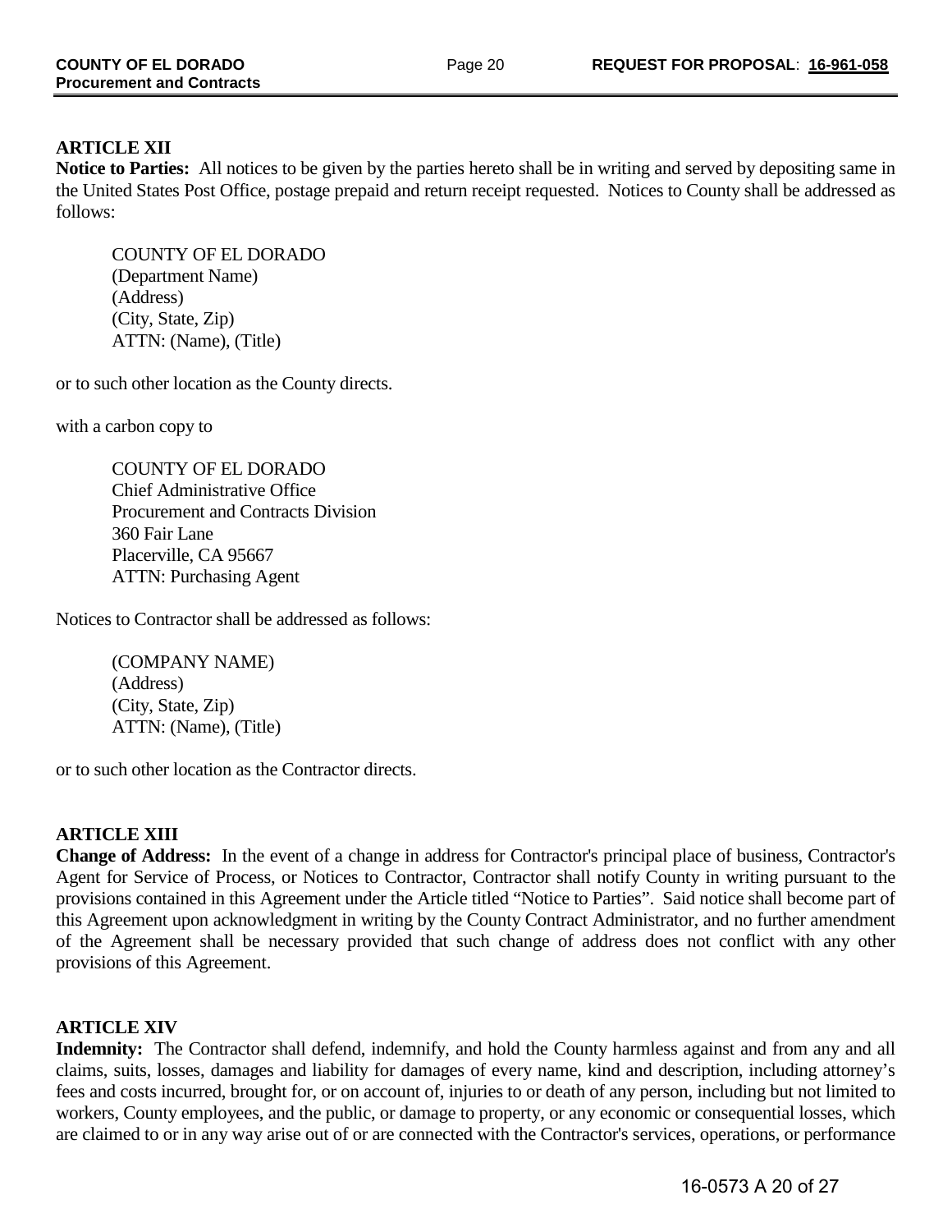**ARTICLE XII**

**Notice to Parties:** All notices to be given by the parties hereto shall be in writing and served by depositing same in the United States Post Office, postage prepaid and return receipt requested. Notices to County shall be addressed as follows:

> COUNTY OF EL DORADO
> (Department Name)
> (Address)
> (City, State, Zip)
> ATTN: (Name), (Title)

or to such other location as the County directs.

with a carbon copy to

> COUNTY OF EL DORADO
> Chief Administrative Office
> Procurement and Contracts Division
> 360 Fair Lane
> Placerville, CA 95667
> ATTN: Purchasing Agent

Notices to Contractor shall be addressed as follows:

> (COMPANY NAME)
> (Address)
> (City, State, Zip)
> ATTN: (Name), (Title)

or to such other location as the Contractor directs.

**ARTICLE XIII**

**Change of Address:** In the event of a change in address for Contractor's principal place of business, Contractor's Agent for Service of Process, or Notices to Contractor, Contractor shall notify County in writing pursuant to the provisions contained in this Agreement under the Article titled "Notice to Parties". Said notice shall become part of this Agreement upon acknowledgment in writing by the County Contract Administrator, and no further amendment of the Agreement shall be necessary provided that such change of address does not conflict with any other provisions of this Agreement.

**ARTICLE XIV**

**Indemnity:** The Contractor shall defend, indemnify, and hold the County harmless against and from any and all claims, suits, losses, damages and liability for damages of every name, kind and description, including attorney's fees and costs incurred, brought for, or on account of, injuries to or death of any person, including but not limited to workers, County employees, and the public, or damage to property, or any economic or consequential losses, which are claimed to or in any way arise out of or are connected with the Contractor's services, operations, or performance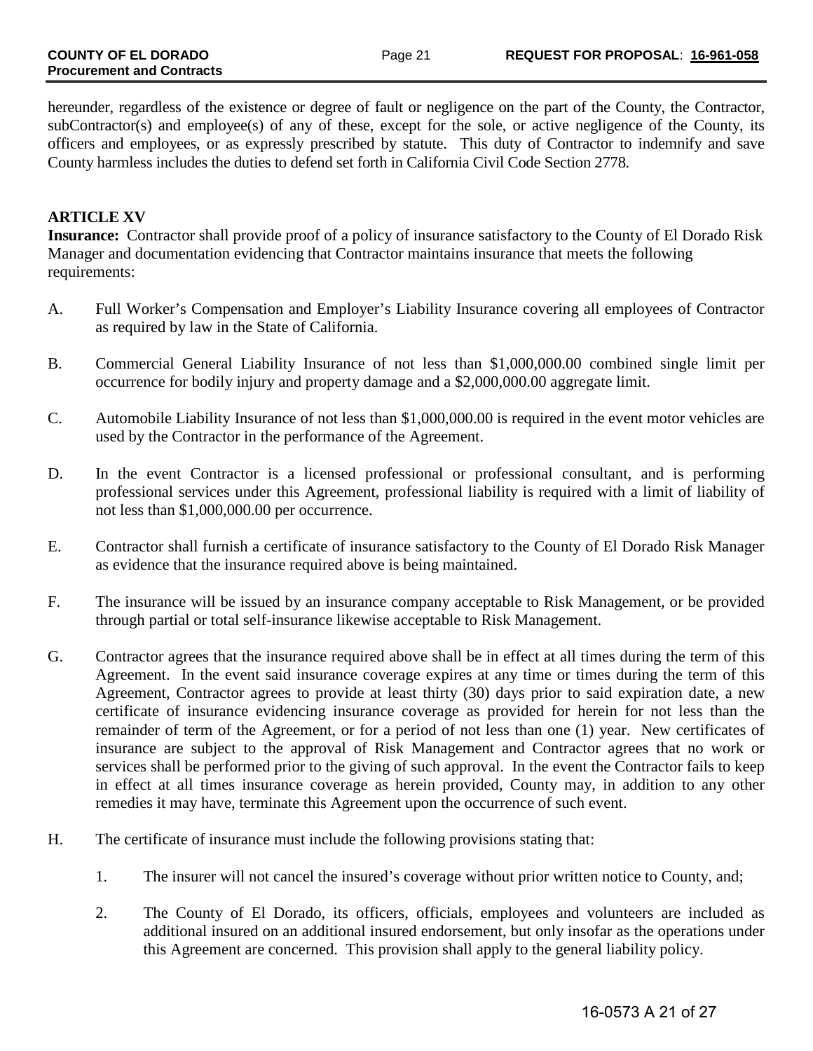hereunder, regardless of the existence or degree of fault or negligence on the part of the County, the Contractor, subContractor(s) and employee(s) of any of these, except for the sole, or active negligence of the County, its officers and employees, or as expressly prescribed by statute. This duty of Contractor to indemnify and save County harmless includes the duties to defend set forth in California Civil Code Section 2778.

## ARTICLE XV

**Insurance:** Contractor shall provide proof of a policy of insurance satisfactory to the County of El Dorado Risk Manager and documentation evidencing that Contractor maintains insurance that meets the following requirements:

A. Full Worker's Compensation and Employer's Liability Insurance covering all employees of Contractor as required by law in the State of California.

B. Commercial General Liability Insurance of not less than $1,000,000.00 combined single limit per occurrence for bodily injury and property damage and a $2,000,000.00 aggregate limit.

C. Automobile Liability Insurance of not less than $1,000,000.00 is required in the event motor vehicles are used by the Contractor in the performance of the Agreement.

D. In the event Contractor is a licensed professional or professional consultant, and is performing professional services under this Agreement, professional liability is required with a limit of liability of not less than $1,000,000.00 per occurrence.

E. Contractor shall furnish a certificate of insurance satisfactory to the County of El Dorado Risk Manager as evidence that the insurance required above is being maintained.

F. The insurance will be issued by an insurance company acceptable to Risk Management, or be provided through partial or total self-insurance likewise acceptable to Risk Management.

G. Contractor agrees that the insurance required above shall be in effect at all times during the term of this Agreement. In the event said insurance coverage expires at any time or times during the term of this Agreement, Contractor agrees to provide at least thirty (30) days prior to said expiration date, a new certificate of insurance evidencing insurance coverage as provided for herein for not less than the remainder of term of the Agreement, or for a period of not less than one (1) year. New certificates of insurance are subject to the approval of Risk Management and Contractor agrees that no work or services shall be performed prior to the giving of such approval. In the event the Contractor fails to keep in effect at all times insurance coverage as herein provided, County may, in addition to any other remedies it may have, terminate this Agreement upon the occurrence of such event.

H. The certificate of insurance must include the following provisions stating that:

   1. The insurer will not cancel the insured's coverage without prior written notice to County, and;

   2. The County of El Dorado, its officers, officials, employees and volunteers are included as additional insured on an additional insured endorsement, but only insofar as the operations under this Agreement are concerned. This provision shall apply to the general liability policy.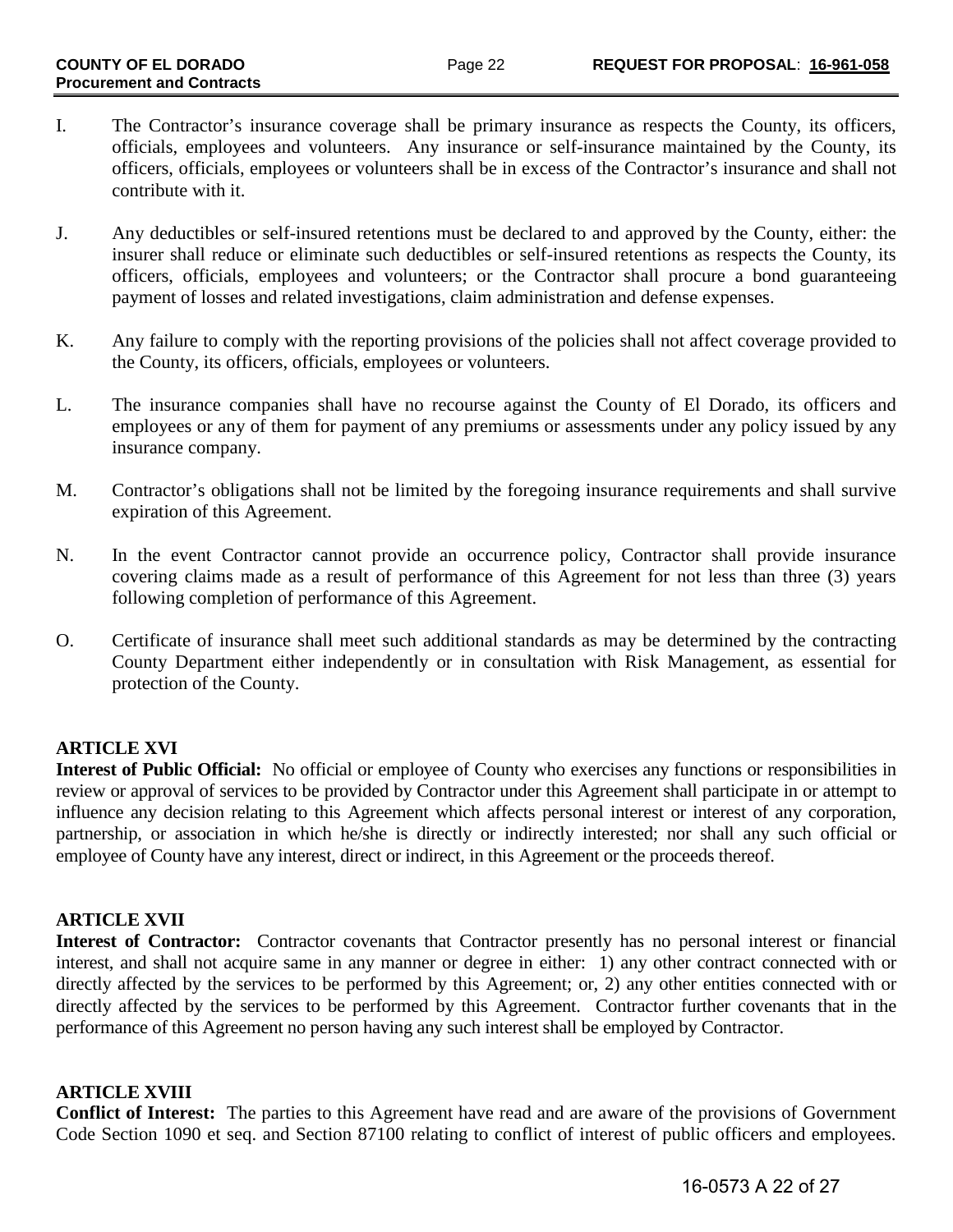I. The Contractor's insurance coverage shall be primary insurance as respects the County, its officers, officials, employees and volunteers. Any insurance or self-insurance maintained by the County, its officers, officials, employees or volunteers shall be in excess of the Contractor's insurance and shall not contribute with it.

J. Any deductibles or self-insured retentions must be declared to and approved by the County, either: the insurer shall reduce or eliminate such deductibles or self-insured retentions as respects the County, its officers, officials, employees and volunteers; or the Contractor shall procure a bond guaranteeing payment of losses and related investigations, claim administration and defense expenses.

K. Any failure to comply with the reporting provisions of the policies shall not affect coverage provided to the County, its officers, officials, employees or volunteers.

L. The insurance companies shall have no recourse against the County of El Dorado, its officers and employees or any of them for payment of any premiums or assessments under any policy issued by any insurance company.

M. Contractor's obligations shall not be limited by the foregoing insurance requirements and shall survive expiration of this Agreement.

N. In the event Contractor cannot provide an occurrence policy, Contractor shall provide insurance covering claims made as a result of performance of this Agreement for not less than three (3) years following completion of performance of this Agreement.

O. Certificate of insurance shall meet such additional standards as may be determined by the contracting County Department either independently or in consultation with Risk Management, as essential for protection of the County.

**ARTICLE XVI**

**Interest of Public Official:** No official or employee of County who exercises any functions or responsibilities in review or approval of services to be provided by Contractor under this Agreement shall participate in or attempt to influence any decision relating to this Agreement which affects personal interest or interest of any corporation, partnership, or association in which he/she is directly or indirectly interested; nor shall any such official or employee of County have any interest, direct or indirect, in this Agreement or the proceeds thereof.

**ARTICLE XVII**

**Interest of Contractor:** Contractor covenants that Contractor presently has no personal interest or financial interest, and shall not acquire same in any manner or degree in either: 1) any other contract connected with or directly affected by the services to be performed by this Agreement; or, 2) any other entities connected with or directly affected by the services to be performed by this Agreement. Contractor further covenants that in the performance of this Agreement no person having any such interest shall be employed by Contractor.

**ARTICLE XVIII**

**Conflict of Interest:** The parties to this Agreement have read and are aware of the provisions of Government Code Section 1090 et seq. and Section 87100 relating to conflict of interest of public officers and employees.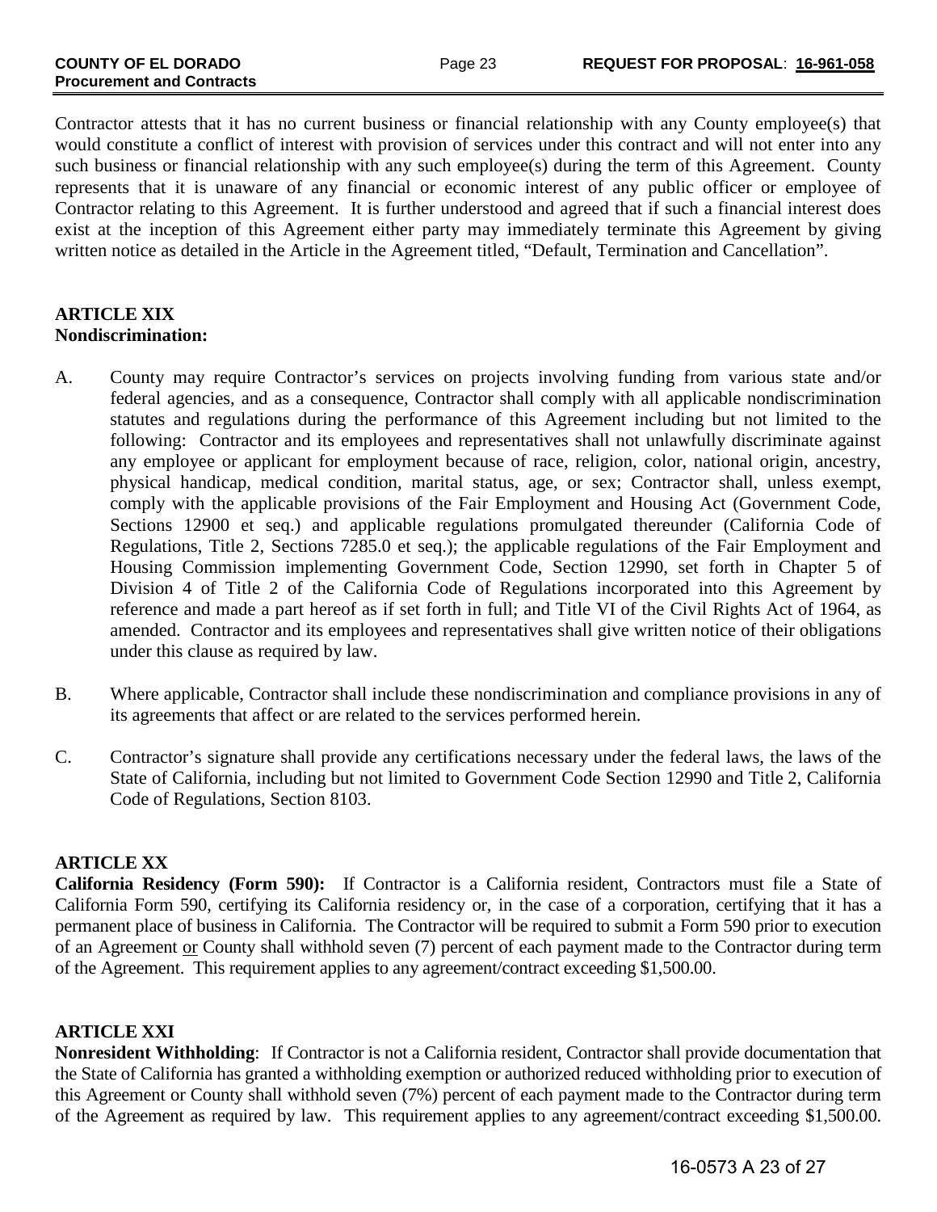Contractor attests that it has no current business or financial relationship with any County employee(s) that would constitute a conflict of interest with provision of services under this contract and will not enter into any such business or financial relationship with any such employee(s) during the term of this Agreement. County represents that it is unaware of any financial or economic interest of any public officer or employee of Contractor relating to this Agreement. It is further understood and agreed that if such a financial interest does exist at the inception of this Agreement either party may immediately terminate this Agreement by giving written notice as detailed in the Article in the Agreement titled, "Default, Termination and Cancellation".

**ARTICLE XIX**
**Nondiscrimination:**

A. County may require Contractor's services on projects involving funding from various state and/or federal agencies, and as a consequence, Contractor shall comply with all applicable nondiscrimination statutes and regulations during the performance of this Agreement including but not limited to the following: Contractor and its employees and representatives shall not unlawfully discriminate against any employee or applicant for employment because of race, religion, color, national origin, ancestry, physical handicap, medical condition, marital status, age, or sex; Contractor shall, unless exempt, comply with the applicable provisions of the Fair Employment and Housing Act (Government Code, Sections 12900 et seq.) and applicable regulations promulgated thereunder (California Code of Regulations, Title 2, Sections 7285.0 et seq.); the applicable regulations of the Fair Employment and Housing Commission implementing Government Code, Section 12990, set forth in Chapter 5 of Division 4 of Title 2 of the California Code of Regulations incorporated into this Agreement by reference and made a part hereof as if set forth in full; and Title VI of the Civil Rights Act of 1964, as amended. Contractor and its employees and representatives shall give written notice of their obligations under this clause as required by law.

B. Where applicable, Contractor shall include these nondiscrimination and compliance provisions in any of its agreements that affect or are related to the services performed herein.

C. Contractor's signature shall provide any certifications necessary under the federal laws, the laws of the State of California, including but not limited to Government Code Section 12990 and Title 2, California Code of Regulations, Section 8103.

**ARTICLE XX**
**California Residency (Form 590):** If Contractor is a California resident, Contractors must file a State of California Form 590, certifying its California residency or, in the case of a corporation, certifying that it has a permanent place of business in California. The Contractor will be required to submit a Form 590 prior to execution of an Agreement <u>or</u> County shall withhold seven (7) percent of each payment made to the Contractor during term of the Agreement. This requirement applies to any agreement/contract exceeding $1,500.00.

**ARTICLE XXI**
**Nonresident Withholding**: If Contractor is not a California resident, Contractor shall provide documentation that the State of California has granted a withholding exemption or authorized reduced withholding prior to execution of this Agreement or County shall withhold seven (7%) percent of each payment made to the Contractor during term of the Agreement as required by law. This requirement applies to any agreement/contract exceeding $1,500.00.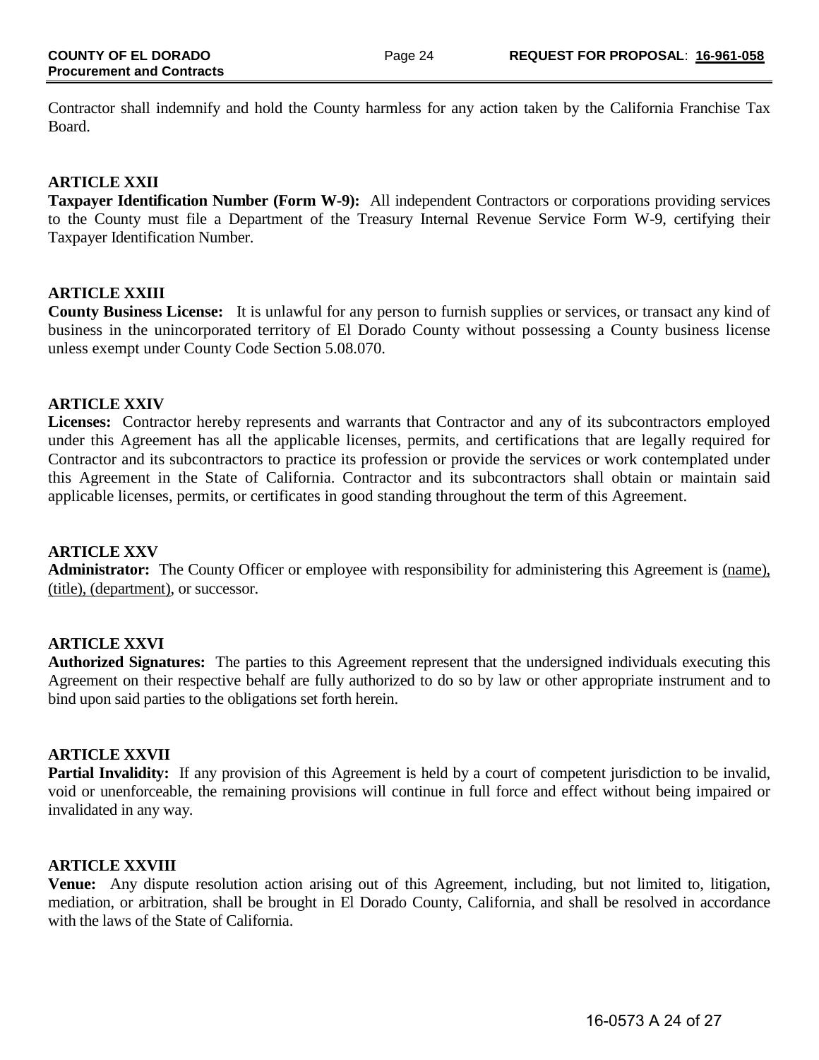Contractor shall indemnify and hold the County harmless for any action taken by the California Franchise Tax Board.

**ARTICLE XXII**

**Taxpayer Identification Number (Form W-9):** All independent Contractors or corporations providing services to the County must file a Department of the Treasury Internal Revenue Service Form W-9, certifying their Taxpayer Identification Number.

**ARTICLE XXIII**

**County Business License:** It is unlawful for any person to furnish supplies or services, or transact any kind of business in the unincorporated territory of El Dorado County without possessing a County business license unless exempt under County Code Section 5.08.070.

**ARTICLE XXIV**

**Licenses:** Contractor hereby represents and warrants that Contractor and any of its subcontractors employed under this Agreement has all the applicable licenses, permits, and certifications that are legally required for Contractor and its subcontractors to practice its profession or provide the services or work contemplated under this Agreement in the State of California. Contractor and its subcontractors shall obtain or maintain said applicable licenses, permits, or certificates in good standing throughout the term of this Agreement.

**ARTICLE XXV**

**Administrator:** The County Officer or employee with responsibility for administering this Agreement is (name), (title), (department), or successor.

**ARTICLE XXVI**

**Authorized Signatures:** The parties to this Agreement represent that the undersigned individuals executing this Agreement on their respective behalf are fully authorized to do so by law or other appropriate instrument and to bind upon said parties to the obligations set forth herein.

**ARTICLE XXVII**

**Partial Invalidity:** If any provision of this Agreement is held by a court of competent jurisdiction to be invalid, void or unenforceable, the remaining provisions will continue in full force and effect without being impaired or invalidated in any way.

**ARTICLE XXVIII**

**Venue:** Any dispute resolution action arising out of this Agreement, including, but not limited to, litigation, mediation, or arbitration, shall be brought in El Dorado County, California, and shall be resolved in accordance with the laws of the State of California.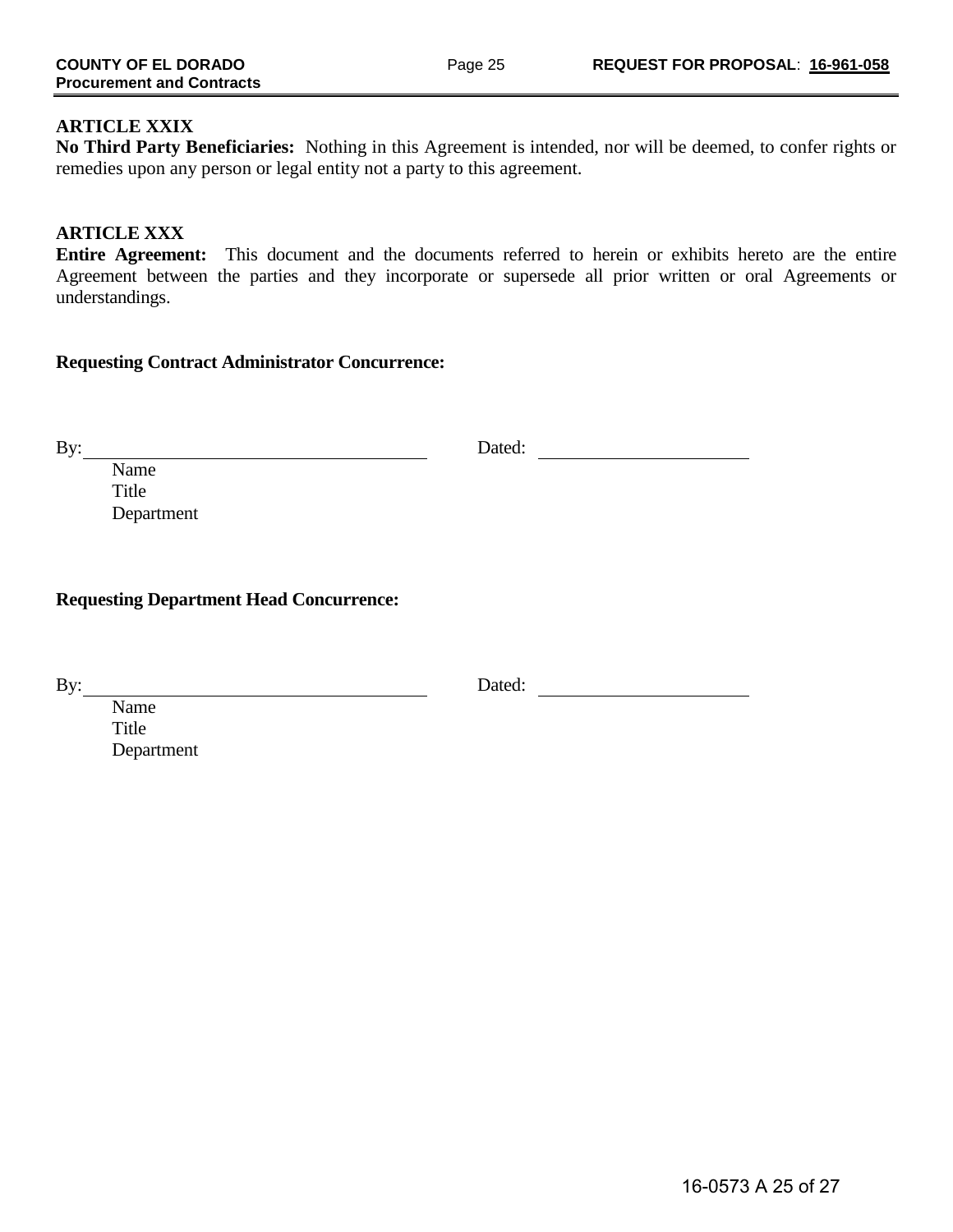**ARTICLE XXIX**

**No Third Party Beneficiaries:** Nothing in this Agreement is intended, nor will be deemed, to confer rights or remedies upon any person or legal entity not a party to this agreement.

**ARTICLE XXX**

**Entire Agreement:** This document and the documents referred to herein or exhibits hereto are the entire Agreement between the parties and they incorporate or supersede all prior written or oral Agreements or understandings.

**Requesting Contract Administrator Concurrence:**

By: ____________________________________ Dated: ______________________

Name
Title
Department

**Requesting Department Head Concurrence:**

By: ____________________________________ Dated: ______________________

Name
Title
Department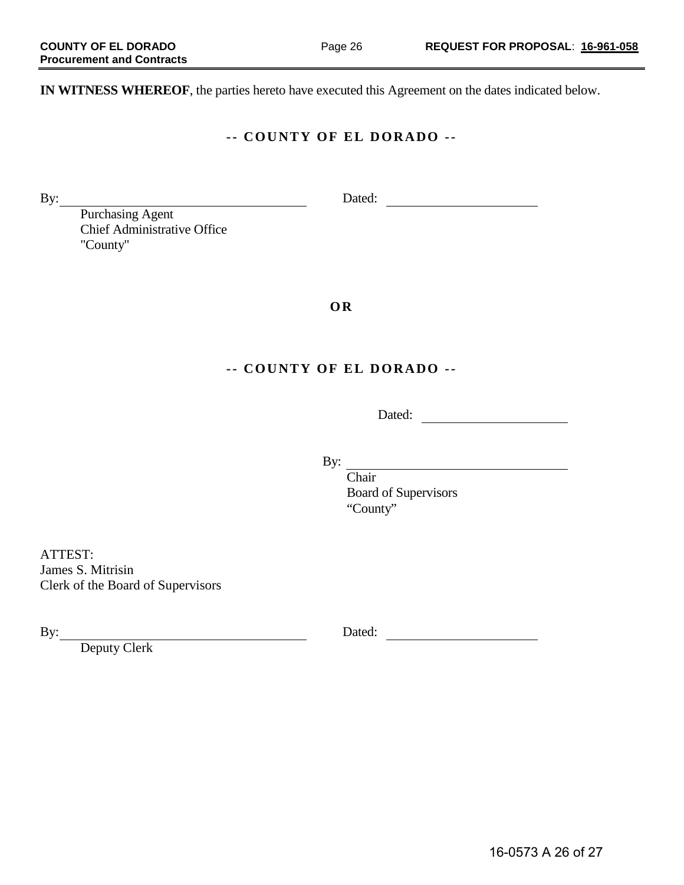**IN WITNESS WHEREOF**, the parties hereto have executed this Agreement on the dates indicated below.

**-- COUNTY OF EL DORADO --**

By: ______________________________ Dated: ____________________

Purchasing Agent
Chief Administrative Office
"County"

**OR**

**-- COUNTY OF EL DORADO --**

Dated: ____________________

By: ______________________________

Chair
Board of Supervisors
"County"

ATTEST:
James S. Mitrisin
Clerk of the Board of Supervisors

By: ______________________________ Dated: ____________________

Deputy Clerk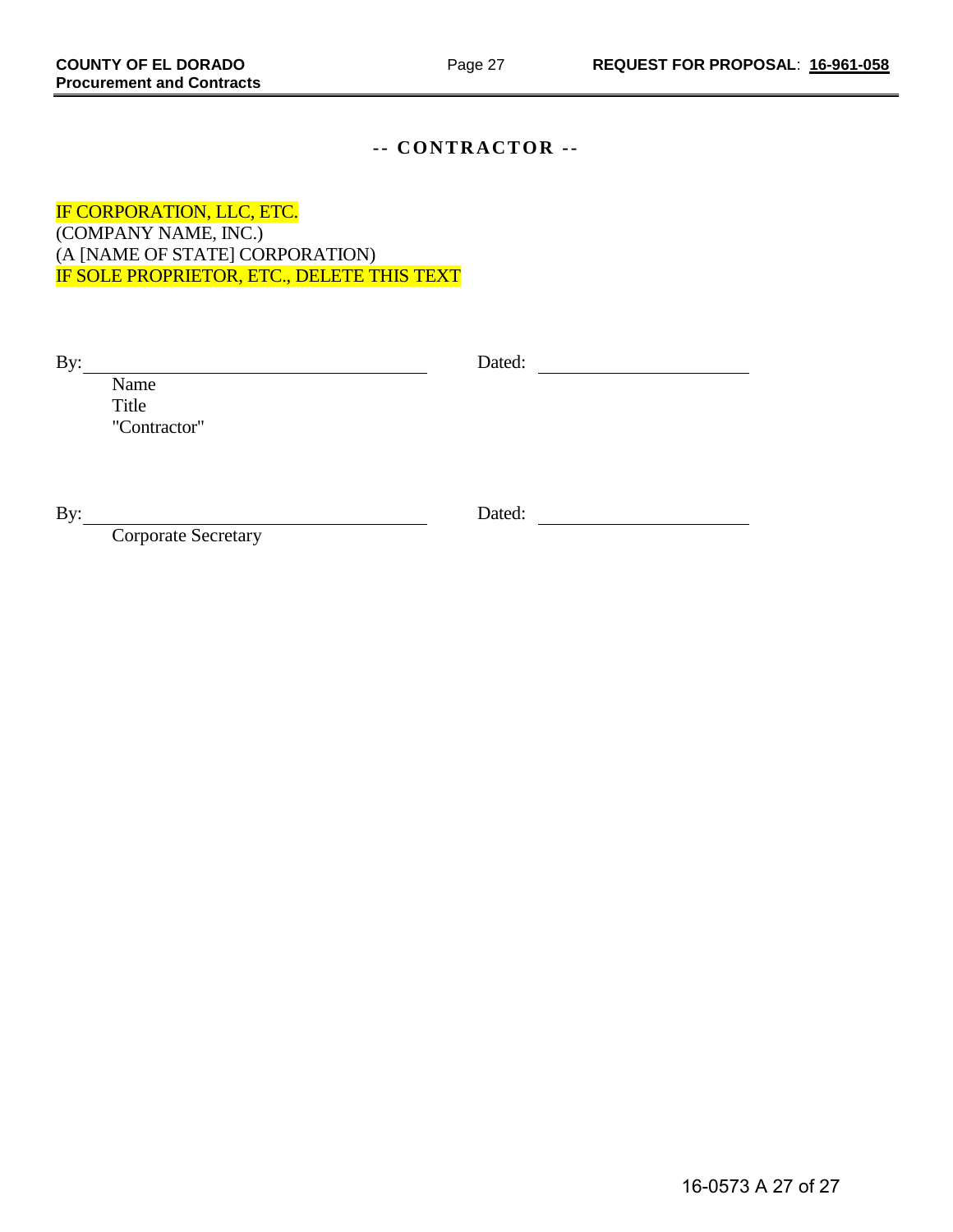## -- CONTRACTOR --

IF CORPORATION, LLC, ETC.
(COMPANY NAME, INC.)
(A [NAME OF STATE] CORPORATION)
IF SOLE PROPRIETOR, ETC., DELETE THIS TEXT

By: ______________________________ Dated: ____________________
Name
Title
"Contractor"

By: ______________________________ Dated: ____________________
Corporate Secretary